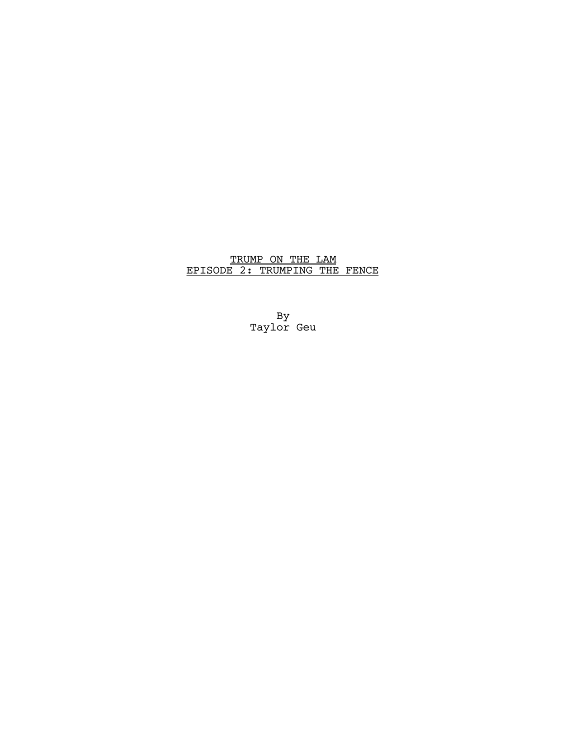# TRUMP ON THE LAM
## EPISODE 2: TRUMPING THE FENCE

By
Taylor Geu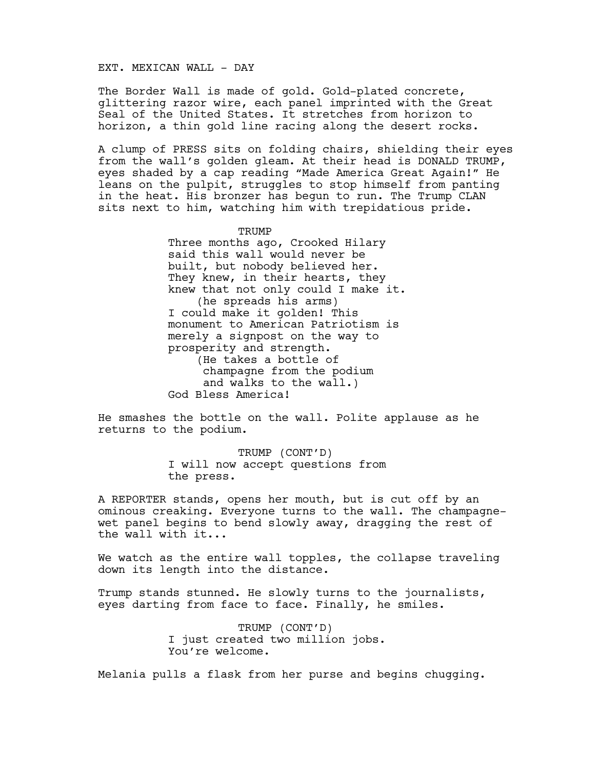EXT. MEXICAN WALL - DAY

The Border Wall is made of gold. Gold-plated concrete, glittering razor wire, each panel imprinted with the Great Seal of the United States. It stretches from horizon to horizon, a thin gold line racing along the desert rocks.

A clump of PRESS sits on folding chairs, shielding their eyes from the wall's golden gleam. At their head is DONALD TRUMP, eyes shaded by a cap reading "Made America Great Again!" He leans on the pulpit, struggles to stop himself from panting in the heat. His bronzer has begun to run. The Trump CLAN sits next to him, watching him with trepidatious pride.

TRUMP

Three months ago, Crooked Hilary said this wall would never be built, but nobody believed her. They knew, in their hearts, they knew that not only could I make it.

(he spreads his arms)

I could make it golden! This monument to American Patriotism is merely a signpost on the way to prosperity and strength.

(He takes a bottle of champagne from the podium and walks to the wall.)

God Bless America!

He smashes the bottle on the wall. Polite applause as he returns to the podium.

TRUMP (CONT'D)

I will now accept questions from the press.

A REPORTER stands, opens her mouth, but is cut off by an ominous creaking. Everyone turns to the wall. The champagne-wet panel begins to bend slowly away, dragging the rest of the wall with it...

We watch as the entire wall topples, the collapse traveling down its length into the distance.

Trump stands stunned. He slowly turns to the journalists, eyes darting from face to face. Finally, he smiles.

TRUMP (CONT'D)

I just created two million jobs. You're welcome.

Melania pulls a flask from her purse and begins chugging.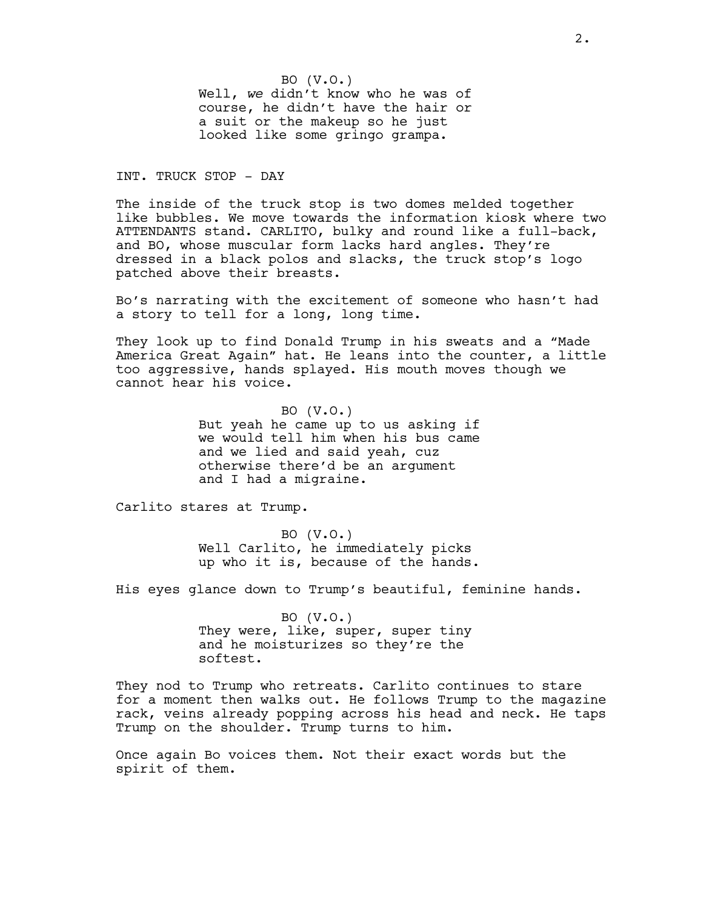BO (V.O.)
Well, *we* didn't know who he was of course, he didn't have the hair or a suit or the makeup so he just looked like some gringo grampa.

INT. TRUCK STOP - DAY

The inside of the truck stop is two domes melded together like bubbles. We move towards the information kiosk where two ATTENDANTS stand. CARLITO, bulky and round like a full-back, and BO, whose muscular form lacks hard angles. They're dressed in a black polos and slacks, the truck stop's logo patched above their breasts.

Bo's narrating with the excitement of someone who hasn't had a story to tell for a long, long time.

They look up to find Donald Trump in his sweats and a "Made America Great Again" hat. He leans into the counter, a little too aggressive, hands splayed. His mouth moves though we cannot hear his voice.

BO (V.O.)
But yeah he came up to us asking if we would tell him when his bus came and we lied and said yeah, cuz otherwise there'd be an argument and I had a migraine.

Carlito stares at Trump.

BO (V.O.)
Well Carlito, he immediately picks up who it is, because of the hands.

His eyes glance down to Trump's beautiful, feminine hands.

BO (V.O.)
They were, like, super, super tiny and he moisturizes so they're the softest.

They nod to Trump who retreats. Carlito continues to stare for a moment then walks out. He follows Trump to the magazine rack, veins already popping across his head and neck. He taps Trump on the shoulder. Trump turns to him.

Once again Bo voices them. Not their exact words but the spirit of them.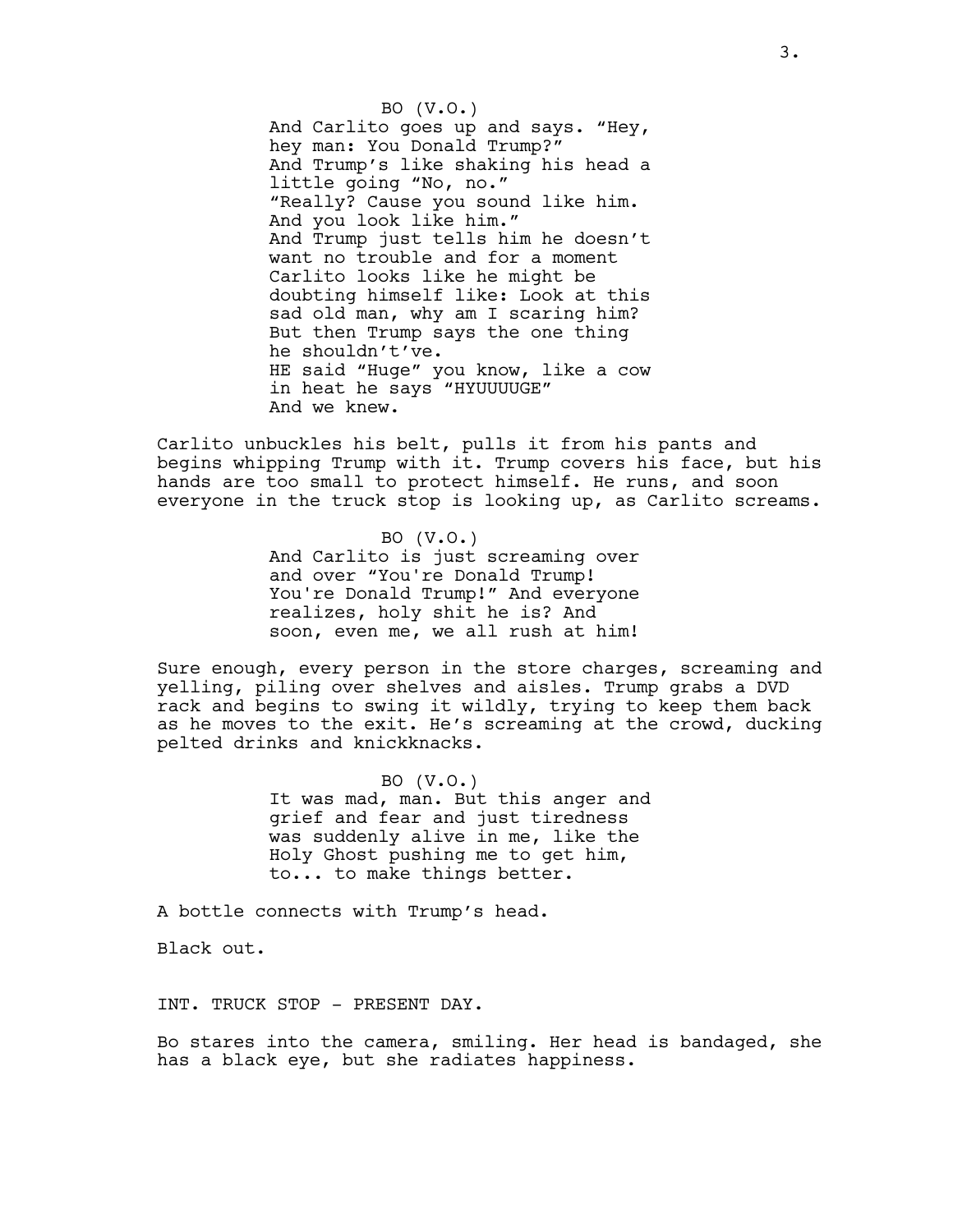BO (V.O.)
And Carlito goes up and says. “Hey, hey man: You Donald Trump?”
And Trump’s like shaking his head a little going “No, no.”
“Really? Cause you sound like him. And you look like him.”
And Trump just tells him he doesn’t want no trouble and for a moment Carlito looks like he might be doubting himself like: Look at this sad old man, why am I scaring him?
But then Trump says the one thing he shouldn’t’ve.
HE said “Huge” you know, like a cow in heat he says “HYUUUUGE”
And we knew.

Carlito unbuckles his belt, pulls it from his pants and begins whipping Trump with it. Trump covers his face, but his hands are too small to protect himself. He runs, and soon everyone in the truck stop is looking up, as Carlito screams.

BO (V.O.)
And Carlito is just screaming over and over “You're Donald Trump! You're Donald Trump!” And everyone realizes, holy shit he is? And soon, even me, we all rush at him!

Sure enough, every person in the store charges, screaming and yelling, piling over shelves and aisles. Trump grabs a DVD rack and begins to swing it wildly, trying to keep them back as he moves to the exit. He’s screaming at the crowd, ducking pelted drinks and knickknacks.

BO (V.O.)
It was mad, man. But this anger and grief and fear and just tiredness was suddenly alive in me, like the Holy Ghost pushing me to get him, to... to make things better.

A bottle connects with Trump’s head.

Black out.

INT. TRUCK STOP - PRESENT DAY.

Bo stares into the camera, smiling. Her head is bandaged, she has a black eye, but she radiates happiness.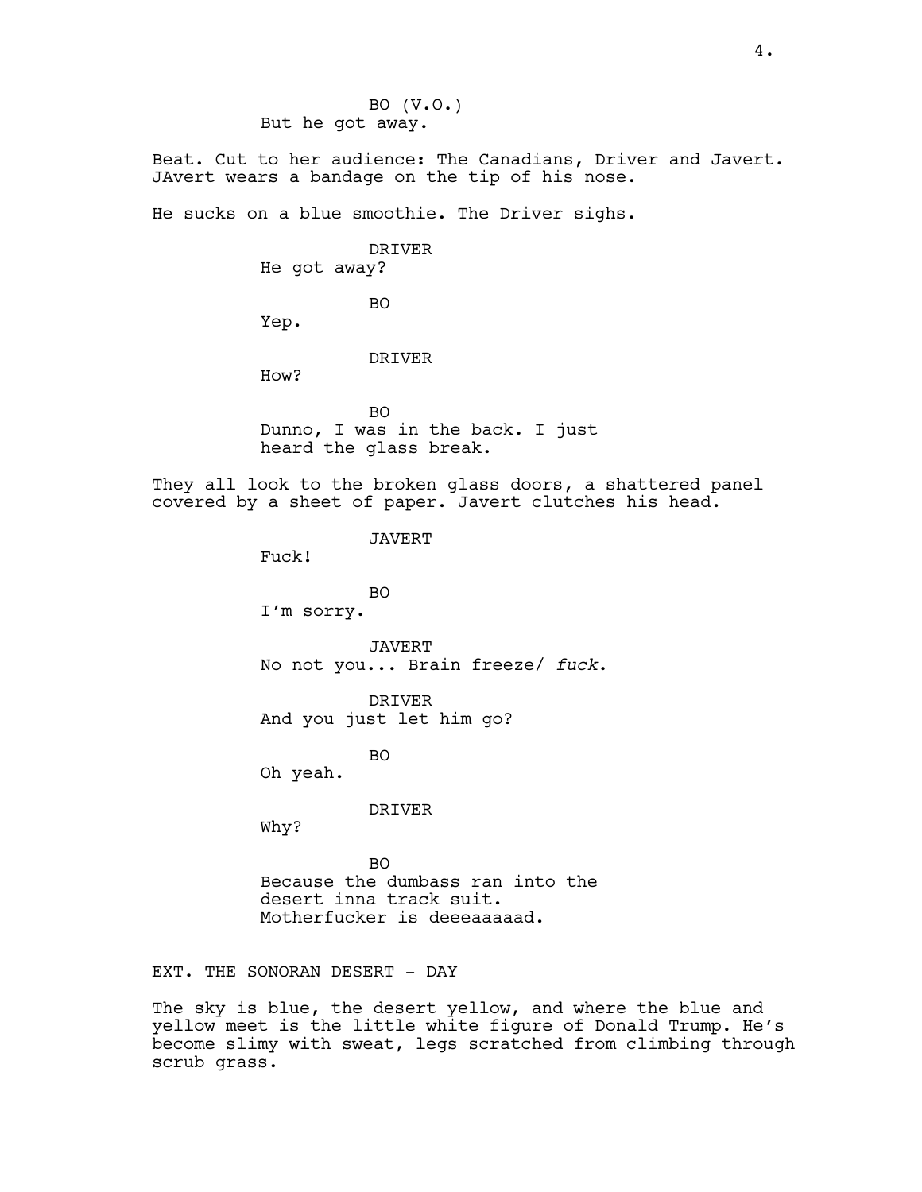BO (V.O.)
But he got away.

Beat. Cut to her audience: The Canadians, Driver and Javert. JAvert wears a bandage on the tip of his nose.

He sucks on a blue smoothie. The Driver sighs.

DRIVER
He got away?

BO
Yep.

DRIVER
How?

BO
Dunno, I was in the back. I just heard the glass break.

They all look to the broken glass doors, a shattered panel covered by a sheet of paper. Javert clutches his head.

JAVERT
Fuck!

BO
I'm sorry.

JAVERT
No not you... Brain freeze/ *fuck*.

DRIVER
And you just let him go?

BO
Oh yeah.

DRIVER
Why?

BO
Because the dumbass ran into the desert inna track suit. Motherfucker is deeeaaaaad.

EXT. THE SONORAN DESERT - DAY

The sky is blue, the desert yellow, and where the blue and yellow meet is the little white figure of Donald Trump. He's become slimy with sweat, legs scratched from climbing through scrub grass.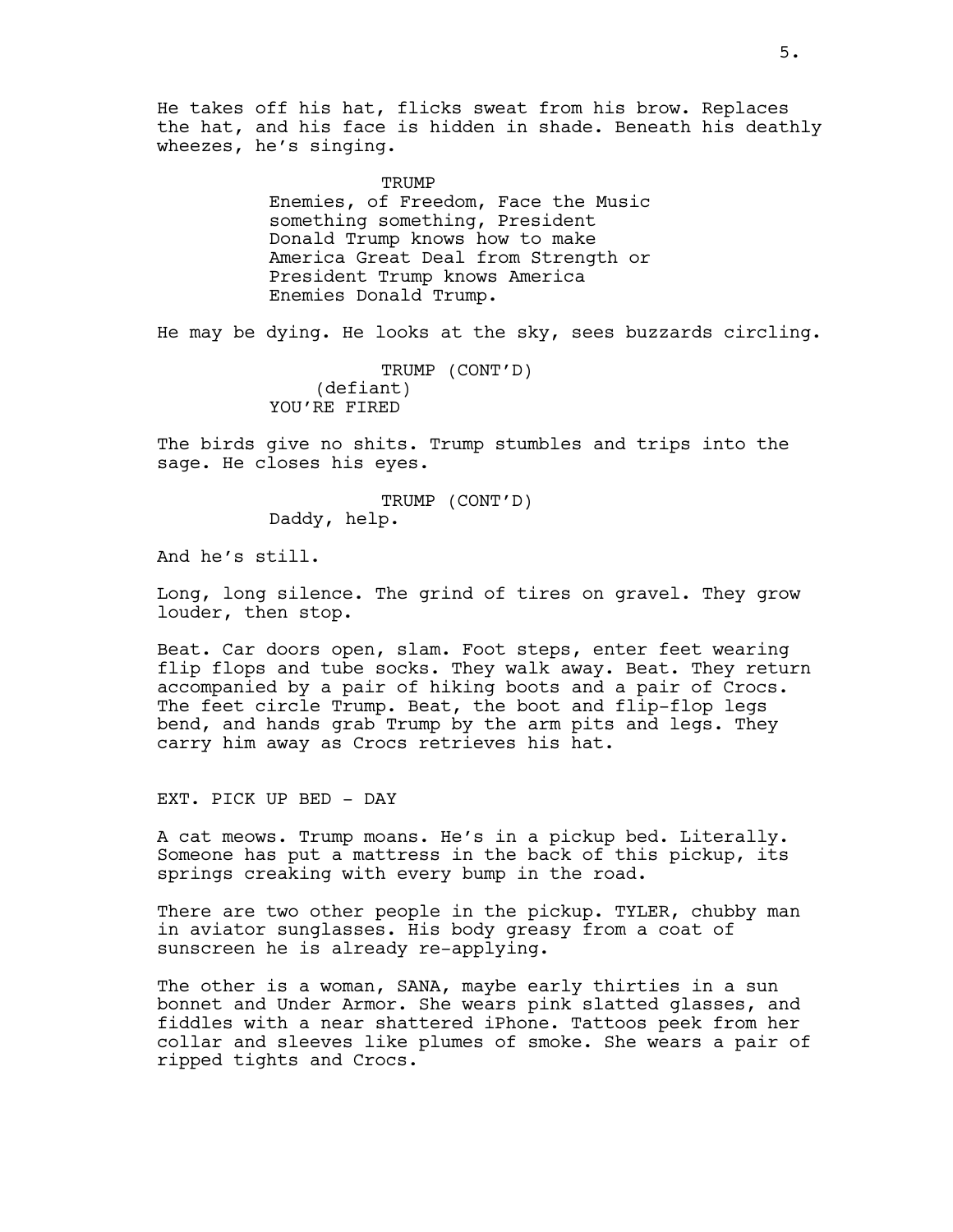He takes off his hat, flicks sweat from his brow. Replaces the hat, and his face is hidden in shade. Beneath his deathly wheezes, he's singing.

TRUMP
Enemies, of Freedom, Face the Music something something, President Donald Trump knows how to make America Great Deal from Strength or President Trump knows America Enemies Donald Trump.

He may be dying. He looks at the sky, sees buzzards circling.

TRUMP (CONT'D)
(defiant)
YOU'RE FIRED

The birds give no shits. Trump stumbles and trips into the sage. He closes his eyes.

TRUMP (CONT'D)
Daddy, help.

And he's still.

Long, long silence. The grind of tires on gravel. They grow louder, then stop.

Beat. Car doors open, slam. Foot steps, enter feet wearing flip flops and tube socks. They walk away. Beat. They return accompanied by a pair of hiking boots and a pair of Crocs. The feet circle Trump. Beat, the boot and flip-flop legs bend, and hands grab Trump by the arm pits and legs. They carry him away as Crocs retrieves his hat.

EXT. PICK UP BED - DAY

A cat meows. Trump moans. He's in a pickup bed. Literally. Someone has put a mattress in the back of this pickup, its springs creaking with every bump in the road.

There are two other people in the pickup. TYLER, chubby man in aviator sunglasses. His body greasy from a coat of sunscreen he is already re-applying.

The other is a woman, SANA, maybe early thirties in a sun bonnet and Under Armor. She wears pink slatted glasses, and fiddles with a near shattered iPhone. Tattoos peek from her collar and sleeves like plumes of smoke. She wears a pair of ripped tights and Crocs.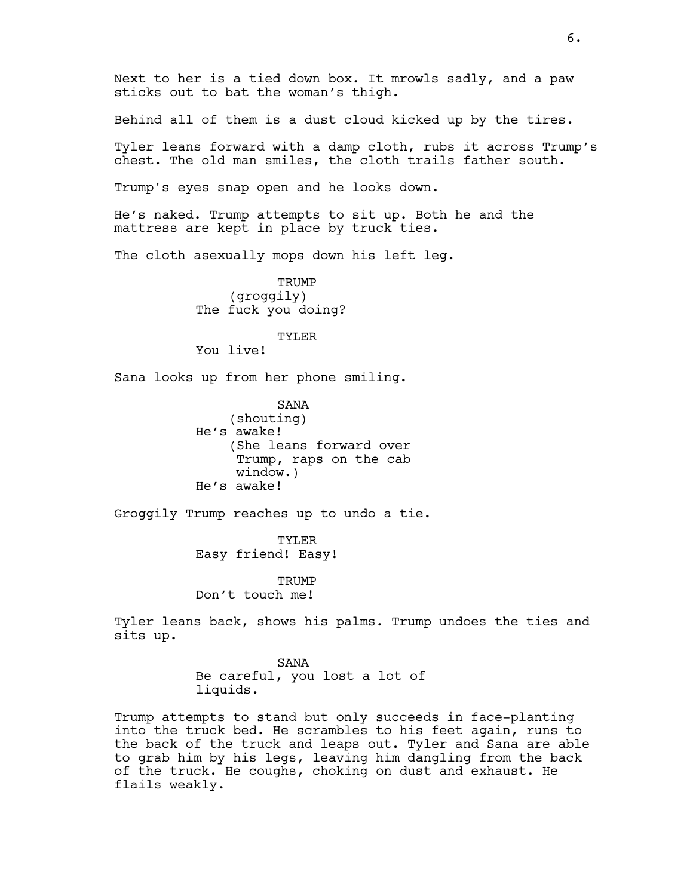Next to her is a tied down box. It mrowls sadly, and a paw sticks out to bat the woman's thigh.

Behind all of them is a dust cloud kicked up by the tires.

Tyler leans forward with a damp cloth, rubs it across Trump's chest. The old man smiles, the cloth trails father south.

Trump's eyes snap open and he looks down.

He's naked. Trump attempts to sit up. Both he and the mattress are kept in place by truck ties.

The cloth asexually mops down his left leg.

TRUMP
(groggily)
The fuck you doing?

TYLER
You live!

Sana looks up from her phone smiling.

SANA
(shouting)
He's awake!
(She leans forward over Trump, raps on the cab window.)
He's awake!

Groggily Trump reaches up to undo a tie.

TYLER
Easy friend! Easy!

TRUMP
Don't touch me!

Tyler leans back, shows his palms. Trump undoes the ties and sits up.

SANA
Be careful, you lost a lot of liquids.

Trump attempts to stand but only succeeds in face-planting into the truck bed. He scrambles to his feet again, runs to the back of the truck and leaps out. Tyler and Sana are able to grab him by his legs, leaving him dangling from the back of the truck. He coughs, choking on dust and exhaust. He flails weakly.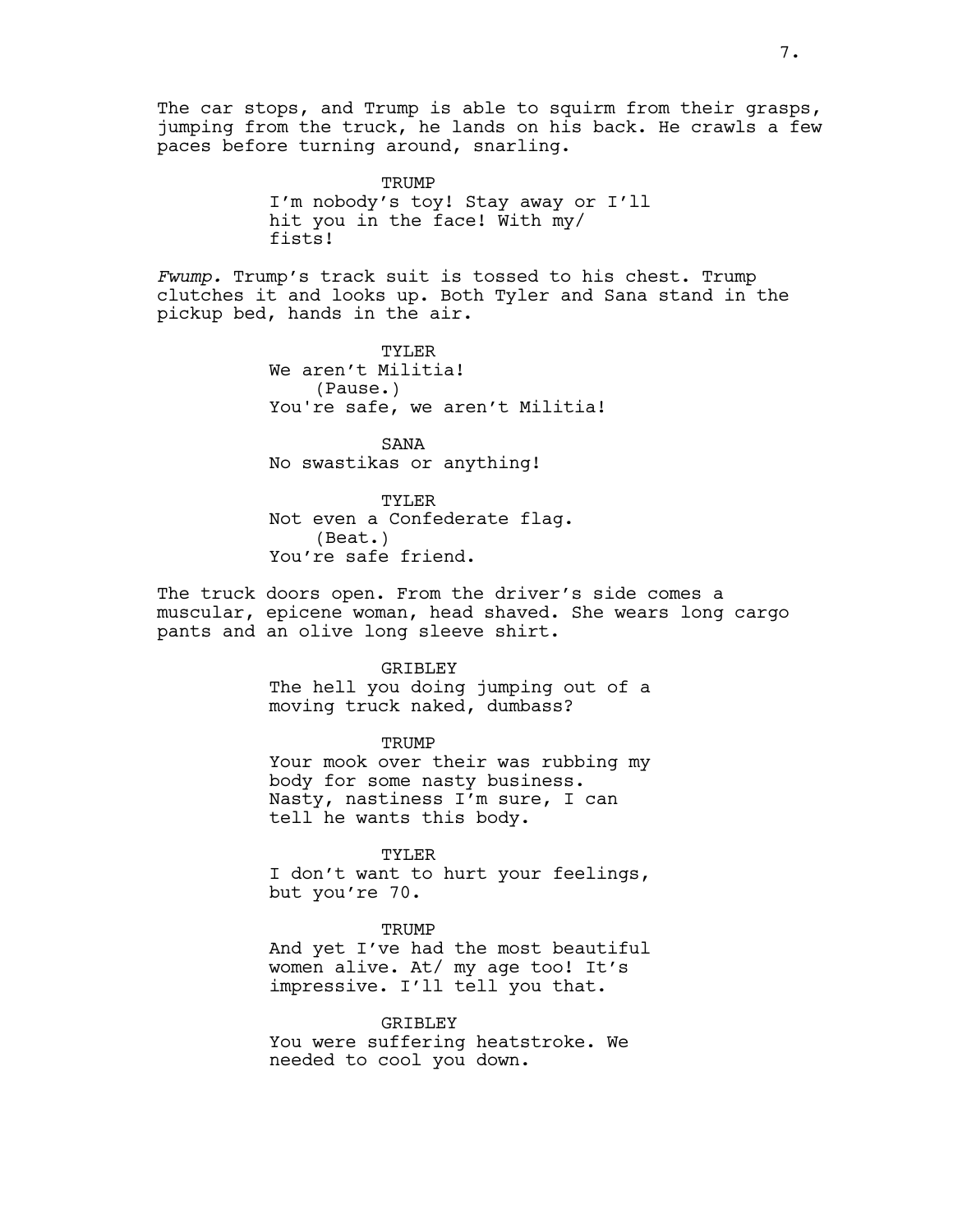The car stops, and Trump is able to squirm from their grasps, jumping from the truck, he lands on his back. He crawls a few paces before turning around, snarling.

TRUMP
I'm nobody's toy! Stay away or I'll hit you in the face! With my/ fists!

*Fwump.* Trump's track suit is tossed to his chest. Trump clutches it and looks up. Both Tyler and Sana stand in the pickup bed, hands in the air.

TYLER
We aren't Militia!
(Pause.)
You're safe, we aren't Militia!

SANA
No swastikas or anything!

TYLER
Not even a Confederate flag.
(Beat.)
You're safe friend.

The truck doors open. From the driver's side comes a muscular, epicene woman, head shaved. She wears long cargo pants and an olive long sleeve shirt.

GRIBLEY
The hell you doing jumping out of a moving truck naked, dumbass?

TRUMP
Your mook over their was rubbing my body for some nasty business. Nasty, nastiness I'm sure, I can tell he wants this body.

TYLER
I don't want to hurt your feelings, but you're 70.

TRUMP
And yet I've had the most beautiful women alive. At/ my age too! It's impressive. I'll tell you that.

GRIBLEY
You were suffering heatstroke. We needed to cool you down.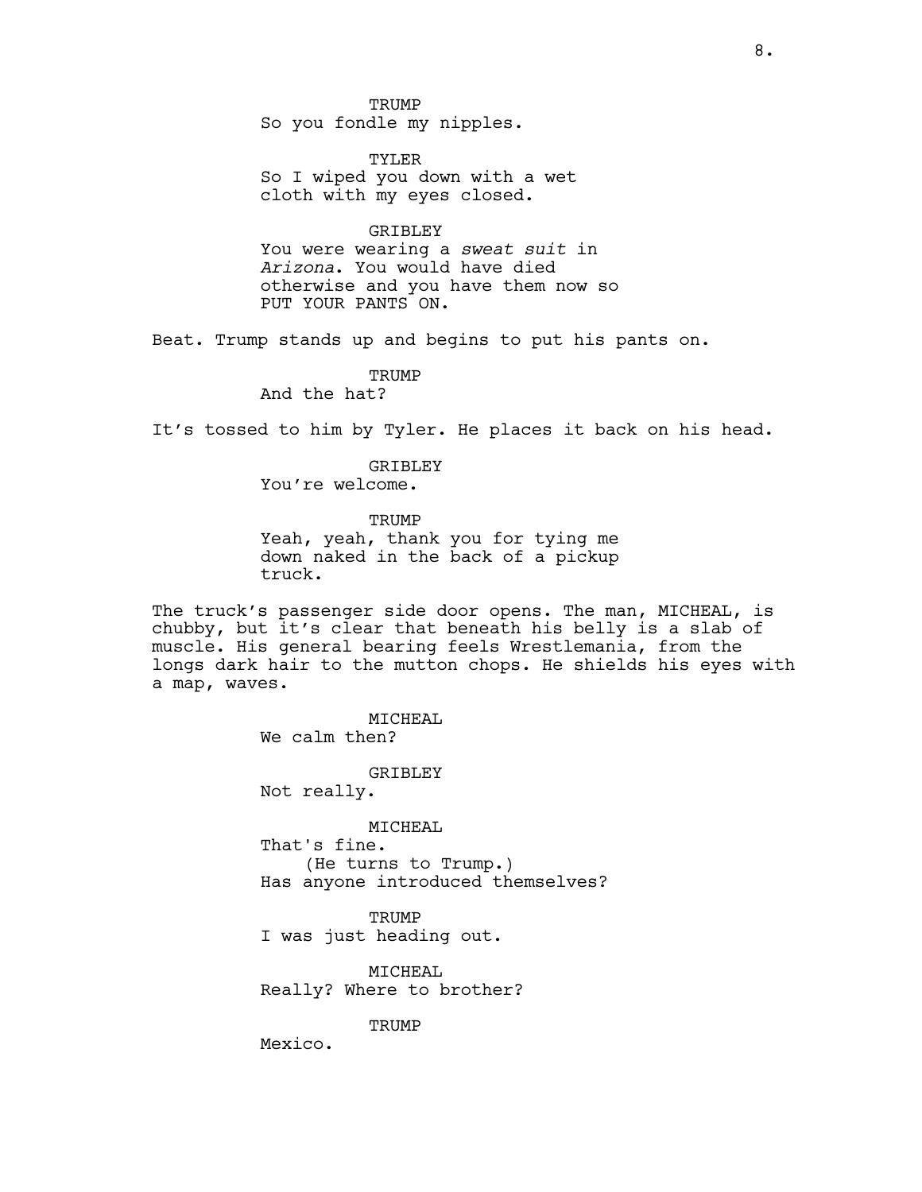TRUMP
So you fondle my nipples.

TYLER
So I wiped you down with a wet cloth with my eyes closed.

GRIBLEY
You were wearing a *sweat suit* in *Arizona*. You would have died otherwise and you have them now so PUT YOUR PANTS ON.

Beat. Trump stands up and begins to put his pants on.

TRUMP
And the hat?

It's tossed to him by Tyler. He places it back on his head.

GRIBLEY
You're welcome.

TRUMP
Yeah, yeah, thank you for tying me down naked in the back of a pickup truck.

The truck's passenger side door opens. The man, MICHEAL, is chubby, but it's clear that beneath his belly is a slab of muscle. His general bearing feels Wrestlemania, from the longs dark hair to the mutton chops. He shields his eyes with a map, waves.

MICHEAL
We calm then?

GRIBLEY
Not really.

MICHEAL
That's fine.
(He turns to Trump.)
Has anyone introduced themselves?

TRUMP
I was just heading out.

MICHEAL
Really? Where to brother?

TRUMP
Mexico.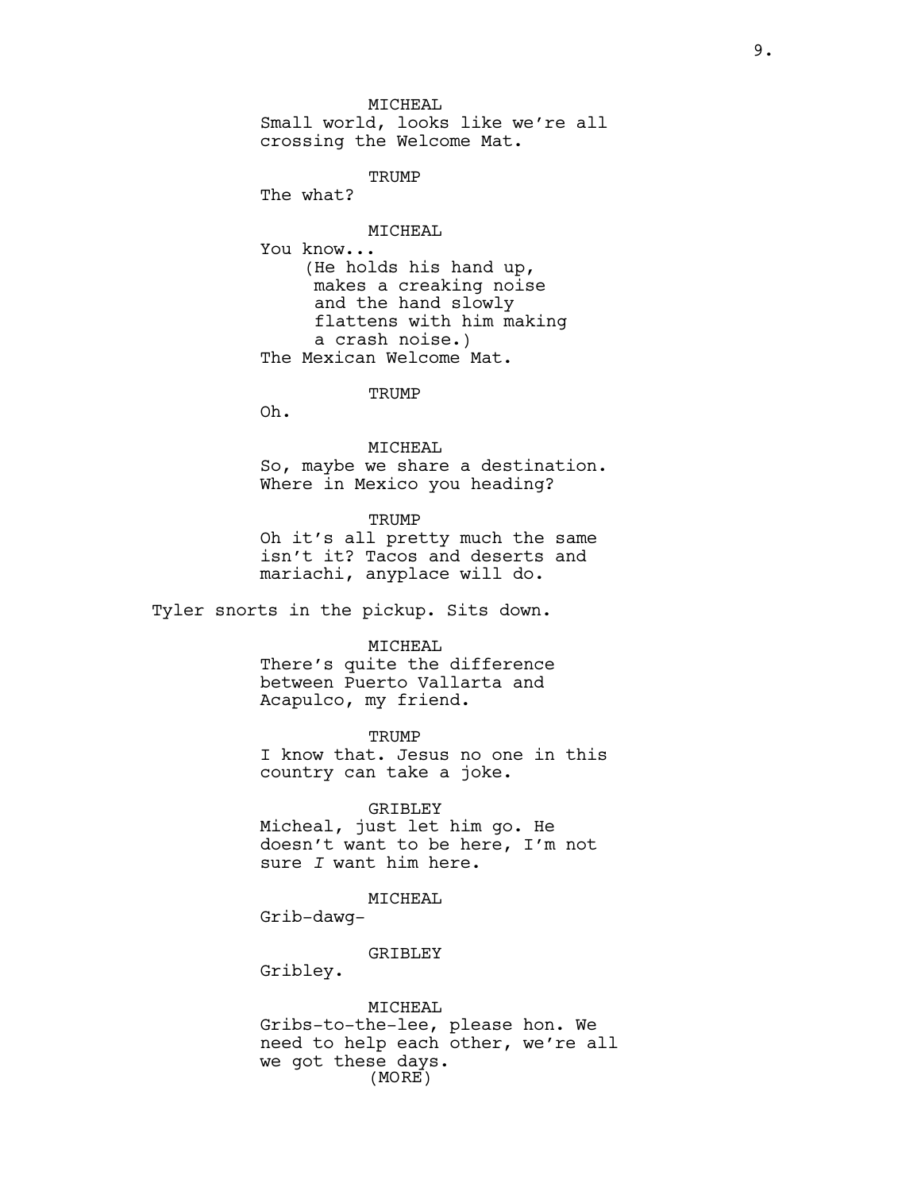MICHEAL
Small world, looks like we're all crossing the Welcome Mat.

TRUMP
The what?

MICHEAL
You know...
(He holds his hand up, makes a creaking noise and the hand slowly flattens with him making a crash noise.)
The Mexican Welcome Mat.

TRUMP
Oh.

MICHEAL
So, maybe we share a destination. Where in Mexico you heading?

TRUMP
Oh it's all pretty much the same isn't it? Tacos and deserts and mariachi, anyplace will do.

Tyler snorts in the pickup. Sits down.

MICHEAL
There's quite the difference between Puerto Vallarta and Acapulco, my friend.

TRUMP
I know that. Jesus no one in this country can take a joke.

GRIBLEY
Micheal, just let him go. He doesn't want to be here, I'm not sure *I* want him here.

MICHEAL
Grib-dawg-

GRIBLEY
Gribley.

MICHEAL
Gribs-to-the-lee, please hon. We need to help each other, we're all we got these days.
(MORE)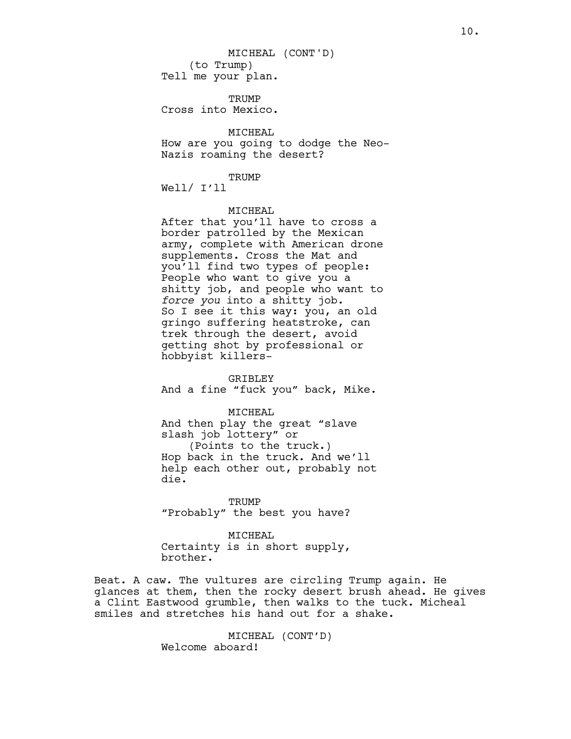MICHEAL (CONT'D)
(to Trump)
Tell me your plan.

TRUMP
Cross into Mexico.

MICHEAL
How are you going to dodge the Neo-Nazis roaming the desert?

TRUMP
Well/ I'll

MICHEAL
After that you'll have to cross a border patrolled by the Mexican army, complete with American drone supplements. Cross the Mat and you'll find two types of people: People who want to give you a shitty job, and people who want to *force you* into a shitty job.
So I see it this way: you, an old gringo suffering heatstroke, can trek through the desert, avoid getting shot by professional or hobbyist killers-

GRIBLEY
And a fine "fuck you" back, Mike.

MICHEAL
And then play the great "slave slash job lottery" or
(Points to the truck.)
Hop back in the truck. And we'll help each other out, probably not die.

TRUMP
"Probably" the best you have?

MICHEAL
Certainty is in short supply, brother.

Beat. A caw. The vultures are circling Trump again. He glances at them, then the rocky desert brush ahead. He gives a Clint Eastwood grumble, then walks to the tuck. Micheal smiles and stretches his hand out for a shake.

MICHEAL (CONT'D)
Welcome aboard!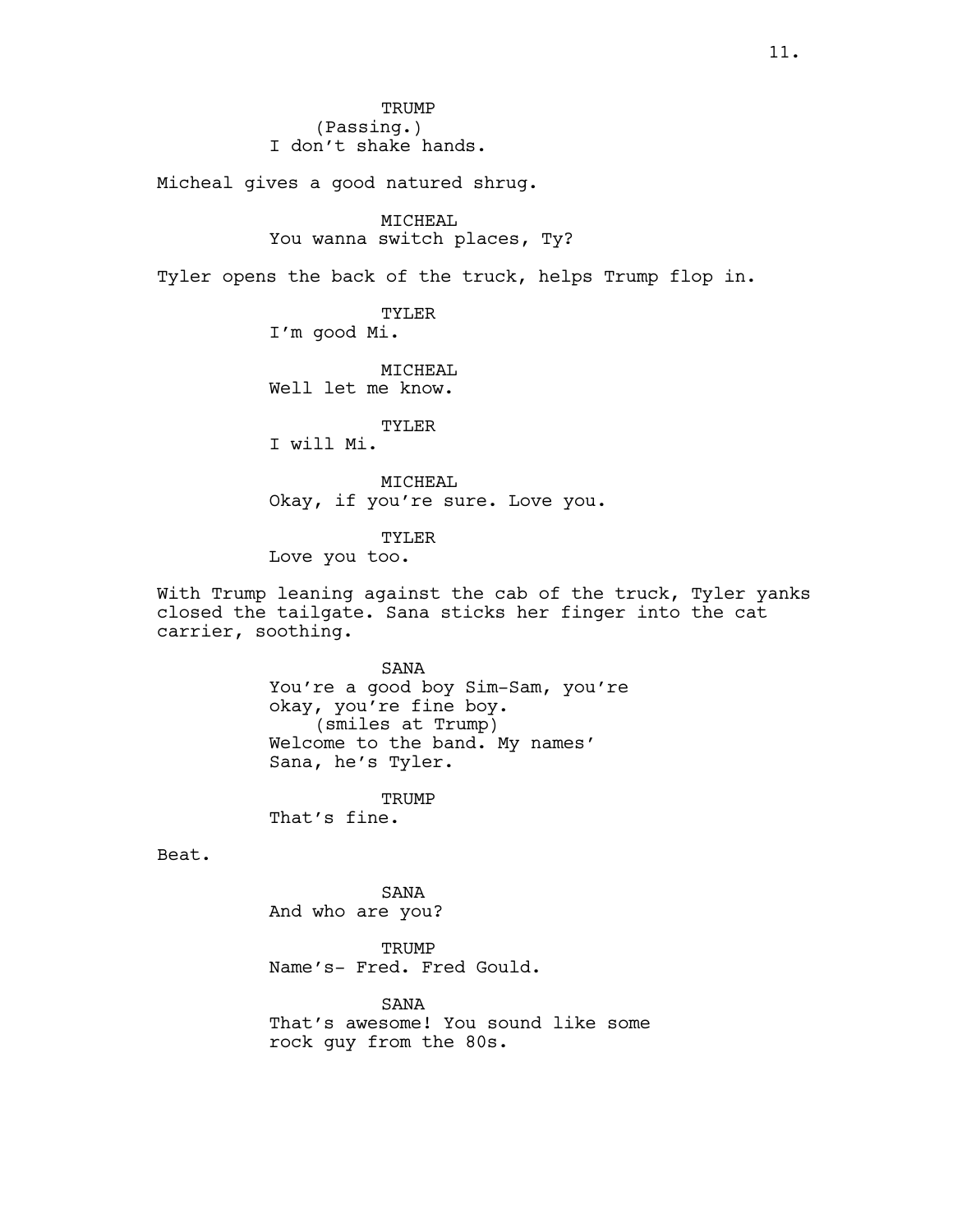TRUMP
(Passing.)
I don't shake hands.

Micheal gives a good natured shrug.

MICHEAL
You wanna switch places, Ty?

Tyler opens the back of the truck, helps Trump flop in.

TYLER
I'm good Mi.

MICHEAL
Well let me know.

TYLER
I will Mi.

MICHEAL
Okay, if you're sure. Love you.

TYLER
Love you too.

With Trump leaning against the cab of the truck, Tyler yanks closed the tailgate. Sana sticks her finger into the cat carrier, soothing.

SANA
You're a good boy Sim-Sam, you're okay, you're fine boy.
(smiles at Trump)
Welcome to the band. My names' Sana, he's Tyler.

TRUMP
That's fine.

Beat.

SANA
And who are you?

TRUMP
Name's- Fred. Fred Gould.

SANA
That's awesome! You sound like some rock guy from the 80s.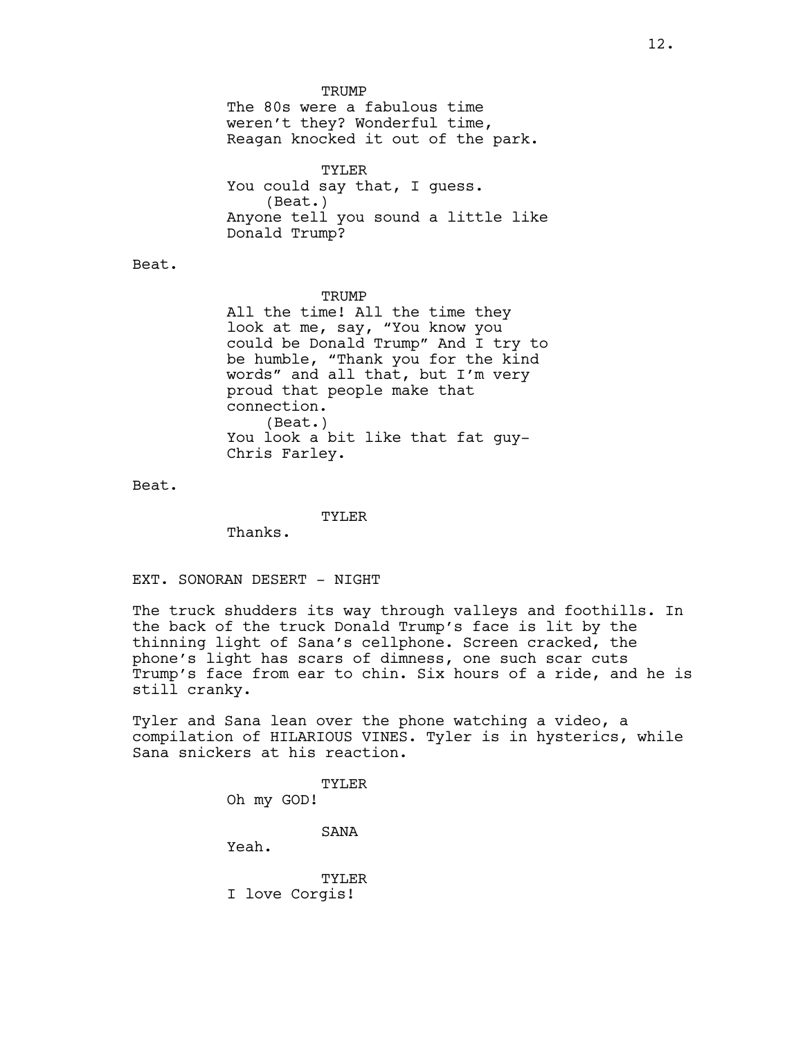TRUMP

The 80s were a fabulous time weren't they? Wonderful time, Reagan knocked it out of the park.

TYLER

You could say that, I guess.

(Beat.)

Anyone tell you sound a little like Donald Trump?

Beat.

TRUMP

All the time! All the time they look at me, say, "You know you could be Donald Trump" And I try to be humble, "Thank you for the kind words" and all that, but I'm very proud that people make that connection.

(Beat.)

You look a bit like that fat guy- Chris Farley.

Beat.

TYLER

Thanks.

EXT. SONORAN DESERT - NIGHT

The truck shudders its way through valleys and foothills. In the back of the truck Donald Trump's face is lit by the thinning light of Sana's cellphone. Screen cracked, the phone's light has scars of dimness, one such scar cuts Trump's face from ear to chin. Six hours of a ride, and he is still cranky.

Tyler and Sana lean over the phone watching a video, a compilation of HILARIOUS VINES. Tyler is in hysterics, while Sana snickers at his reaction.

TYLER

Oh my GOD!

SANA

Yeah.

TYLER

I love Corgis!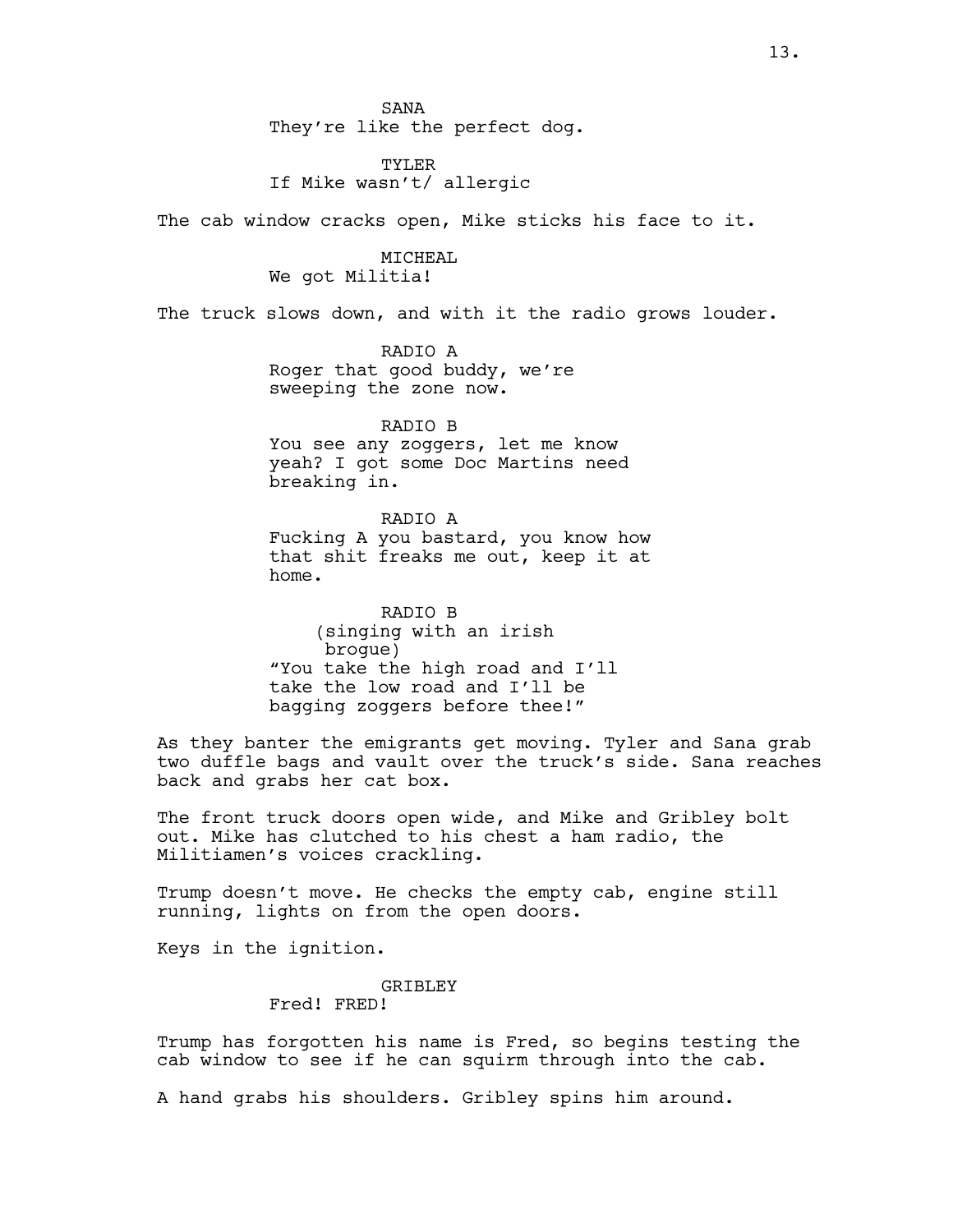SANA
They're like the perfect dog.

TYLER
If Mike wasn't/ allergic

The cab window cracks open, Mike sticks his face to it.

MICHEAL
We got Militia!

The truck slows down, and with it the radio grows louder.

RADIO A
Roger that good buddy, we're sweeping the zone now.

RADIO B
You see any zoggers, let me know yeah? I got some Doc Martins need breaking in.

RADIO A
Fucking A you bastard, you know how that shit freaks me out, keep it at home.

RADIO B
(singing with an irish brogue)
"You take the high road and I'll take the low road and I'll be bagging zoggers before thee!"

As they banter the emigrants get moving. Tyler and Sana grab two duffle bags and vault over the truck's side. Sana reaches back and grabs her cat box.

The front truck doors open wide, and Mike and Gribley bolt out. Mike has clutched to his chest a ham radio, the Militiamen's voices crackling.

Trump doesn't move. He checks the empty cab, engine still running, lights on from the open doors.

Keys in the ignition.

GRIBLEY
Fred! FRED!

Trump has forgotten his name is Fred, so begins testing the cab window to see if he can squirm through into the cab.

A hand grabs his shoulders. Gribley spins him around.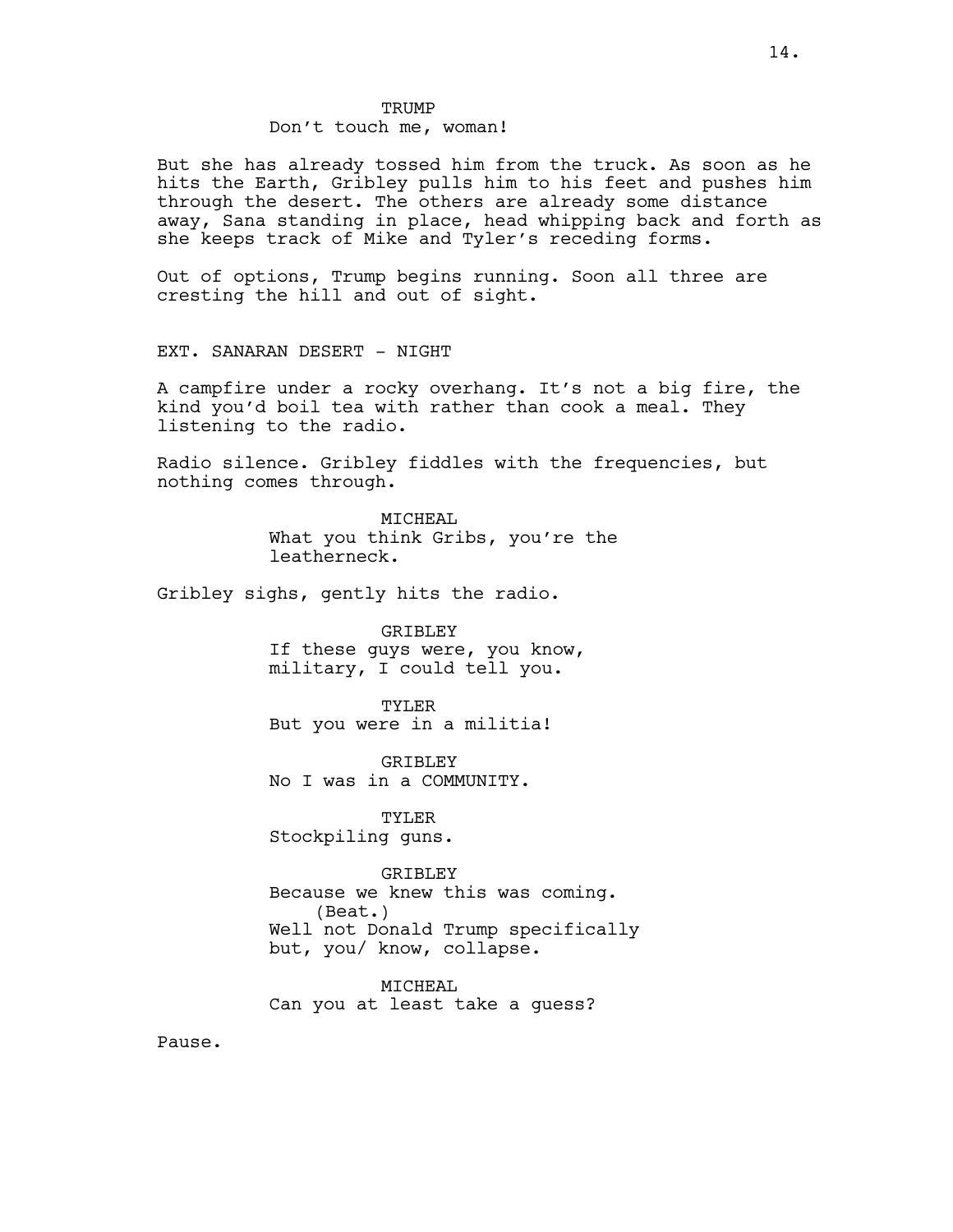TRUMP
Don't touch me, woman!

But she has already tossed him from the truck. As soon as he hits the Earth, Gribley pulls him to his feet and pushes him through the desert. The others are already some distance away, Sana standing in place, head whipping back and forth as she keeps track of Mike and Tyler's receding forms.

Out of options, Trump begins running. Soon all three are cresting the hill and out of sight.

EXT. SANARAN DESERT - NIGHT

A campfire under a rocky overhang. It's not a big fire, the kind you'd boil tea with rather than cook a meal. They listening to the radio.

Radio silence. Gribley fiddles with the frequencies, but nothing comes through.

MICHEAL
What you think Gribs, you're the leatherneck.

Gribley sighs, gently hits the radio.

GRIBLEY
If these guys were, you know, military, I could tell you.

TYLER
But you were in a militia!

GRIBLEY
No I was in a COMMUNITY.

TYLER
Stockpiling guns.

GRIBLEY
Because we knew this was coming.
(Beat.)
Well not Donald Trump specifically but, you/ know, collapse.

MICHEAL
Can you at least take a guess?

Pause.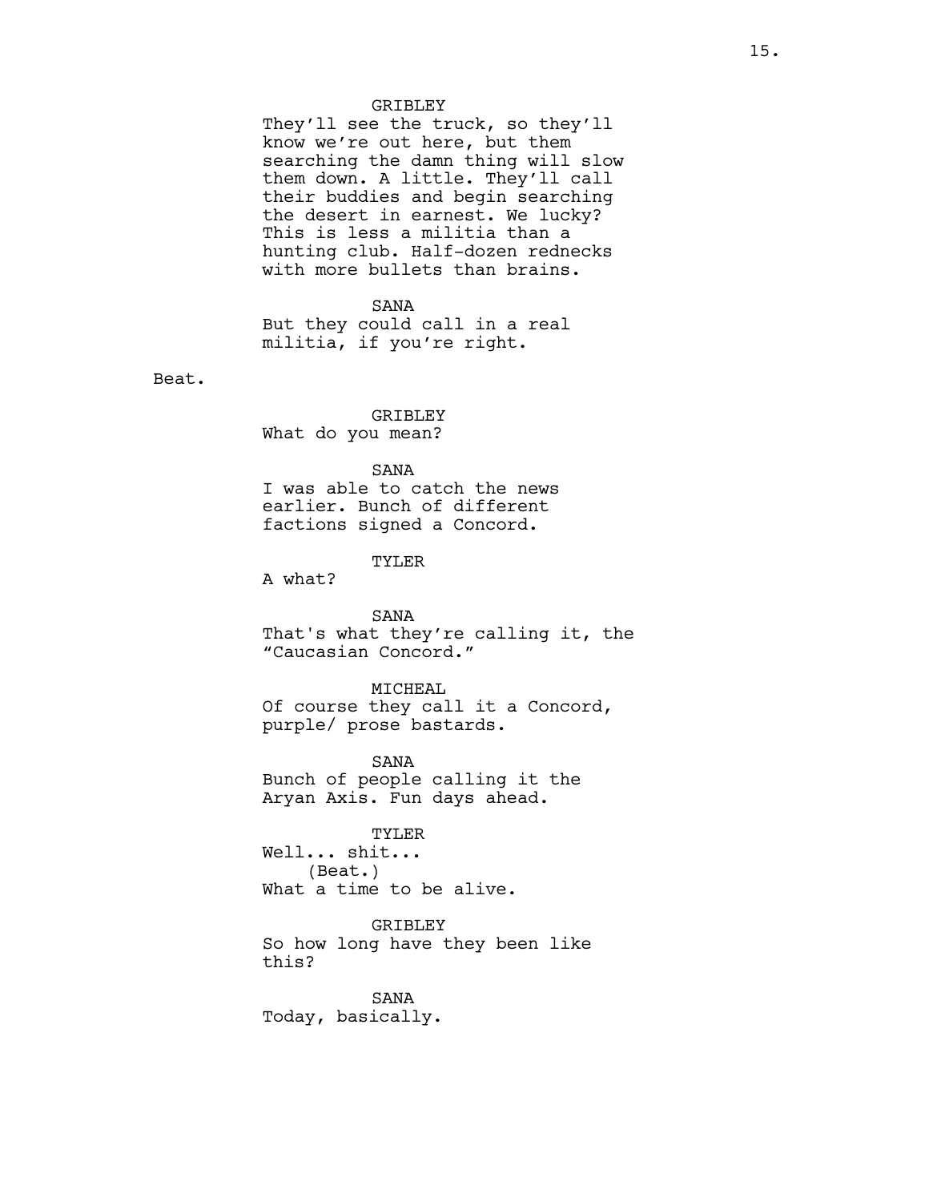GRIBLEY
They'll see the truck, so they'll know we're out here, but them searching the damn thing will slow them down. A little. They'll call their buddies and begin searching the desert in earnest. We lucky? This is less a militia than a hunting club. Half-dozen rednecks with more bullets than brains.

SANA
But they could call in a real militia, if you're right.

Beat.

GRIBLEY
What do you mean?

SANA
I was able to catch the news earlier. Bunch of different factions signed a Concord.

TYLER
A what?

SANA
That's what they're calling it, the "Caucasian Concord."

MICHEAL
Of course they call it a Concord, purple/ prose bastards.

SANA
Bunch of people calling it the Aryan Axis. Fun days ahead.

TYLER
Well... shit...
(Beat.)
What a time to be alive.

GRIBLEY
So how long have they been like this?

SANA
Today, basically.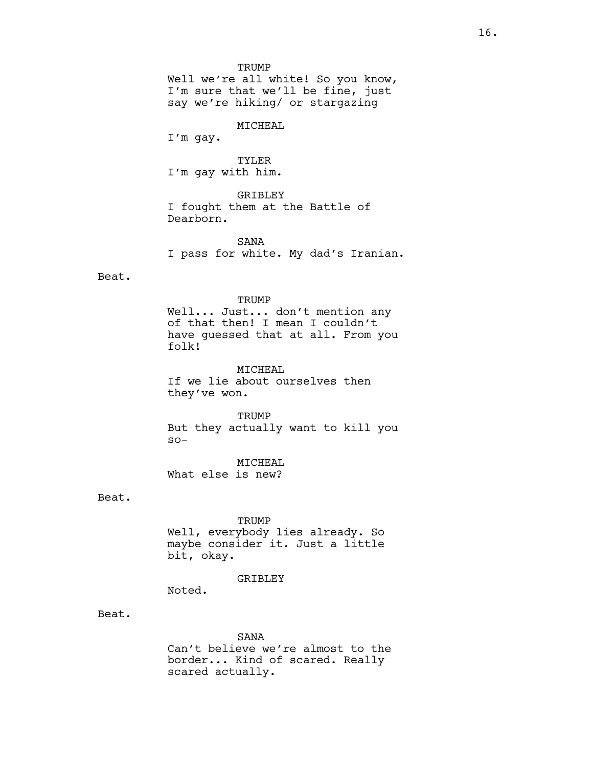TRUMP
Well we're all white! So you know, I'm sure that we'll be fine, just say we're hiking/ or stargazing

MICHEAL
I'm gay.

TYLER
I'm gay with him.

GRIBLEY
I fought them at the Battle of Dearborn.

SANA
I pass for white. My dad's Iranian.

Beat.

TRUMP
Well... Just... don't mention any of that then! I mean I couldn't have guessed that at all. From you folk!

MICHEAL
If we lie about ourselves then they've won.

TRUMP
But they actually want to kill you so-

MICHEAL
What else is new?

Beat.

TRUMP
Well, everybody lies already. So maybe consider it. Just a little bit, okay.

GRIBLEY
Noted.

Beat.

SANA
Can't believe we're almost to the border... Kind of scared. Really scared actually.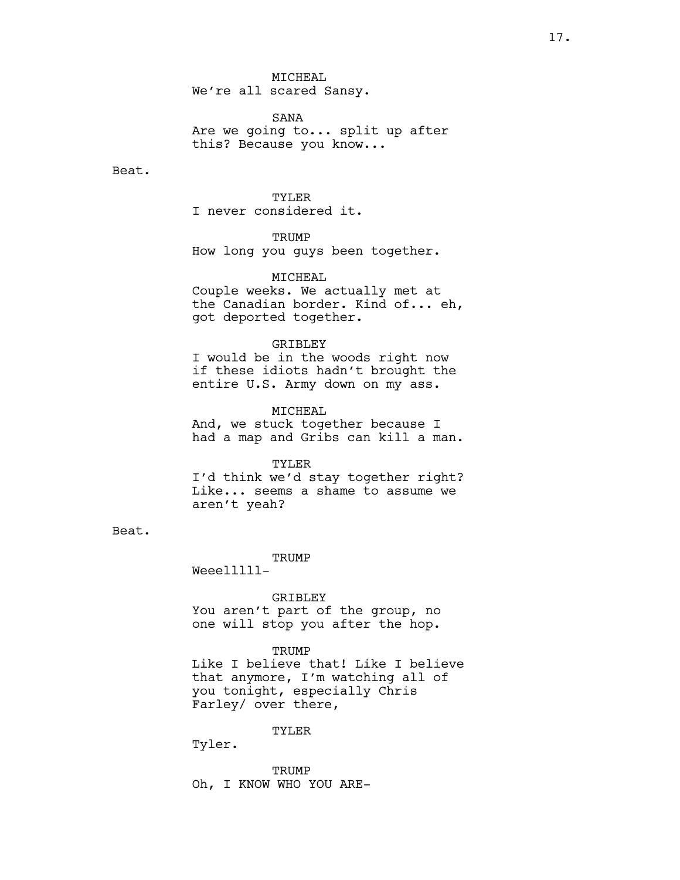MICHEAL
We're all scared Sansy.

SANA
Are we going to... split up after this? Because you know...

Beat.

TYLER
I never considered it.

TRUMP
How long you guys been together.

MICHEAL
Couple weeks. We actually met at the Canadian border. Kind of... eh, got deported together.

GRIBLEY
I would be in the woods right now if these idiots hadn't brought the entire U.S. Army down on my ass.

MICHEAL
And, we stuck together because I had a map and Gribs can kill a man.

TYLER
I'd think we'd stay together right? Like... seems a shame to assume we aren't yeah?

Beat.

TRUMP
Weeelllll-

GRIBLEY
You aren't part of the group, no one will stop you after the hop.

TRUMP
Like I believe that! Like I believe that anymore, I'm watching all of you tonight, especially Chris Farley/ over there,

TYLER
Tyler.

TRUMP
Oh, I KNOW WHO YOU ARE-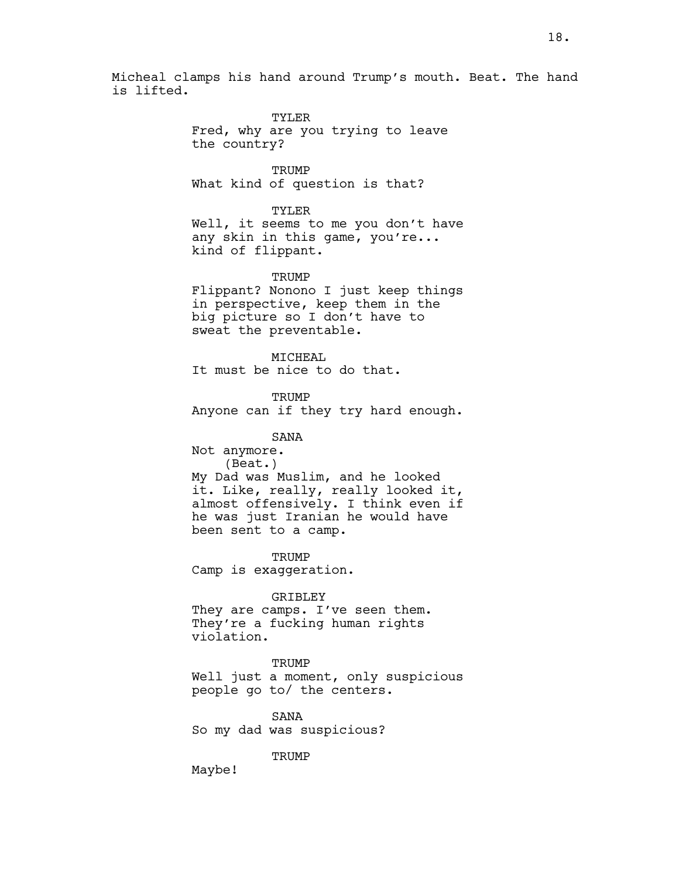Micheal clamps his hand around Trump's mouth. Beat. The hand is lifted.

TYLER
Fred, why are you trying to leave the country?

TRUMP
What kind of question is that?

TYLER
Well, it seems to me you don't have any skin in this game, you're... kind of flippant.

TRUMP
Flippant? Nonono I just keep things in perspective, keep them in the big picture so I don't have to sweat the preventable.

MICHEAL
It must be nice to do that.

TRUMP
Anyone can if they try hard enough.

SANA
Not anymore.
(Beat.)
My Dad was Muslim, and he looked it. Like, really, really looked it, almost offensively. I think even if he was just Iranian he would have been sent to a camp.

TRUMP
Camp is exaggeration.

GRIBLEY
They are camps. I've seen them. They're a fucking human rights violation.

TRUMP
Well just a moment, only suspicious people go to/ the centers.

SANA
So my dad was suspicious?

TRUMP
Maybe!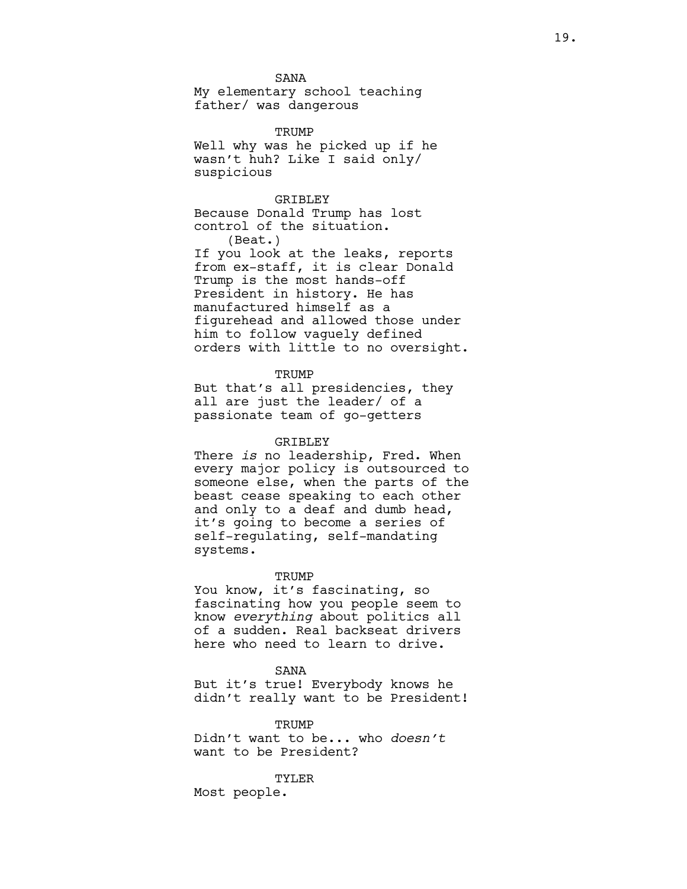SANA
My elementary school teaching father/ was dangerous

TRUMP
Well why was he picked up if he wasn't huh? Like I said only/ suspicious

GRIBLEY
Because Donald Trump has lost control of the situation.
(Beat.)
If you look at the leaks, reports from ex-staff, it is clear Donald Trump is the most hands-off President in history. He has manufactured himself as a figurehead and allowed those under him to follow vaguely defined orders with little to no oversight.

TRUMP
But that's all presidencies, they all are just the leader/ of a passionate team of go-getters

GRIBLEY
There *is* no leadership, Fred. When every major policy is outsourced to someone else, when the parts of the beast cease speaking to each other and only to a deaf and dumb head, it's going to become a series of self-regulating, self-mandating systems.

TRUMP
You know, it's fascinating, so fascinating how you people seem to know *everything* about politics all of a sudden. Real backseat drivers here who need to learn to drive.

SANA
But it's true! Everybody knows he didn't really want to be President!

TRUMP
Didn't want to be... who *doesn't* want to be President?

TYLER
Most people.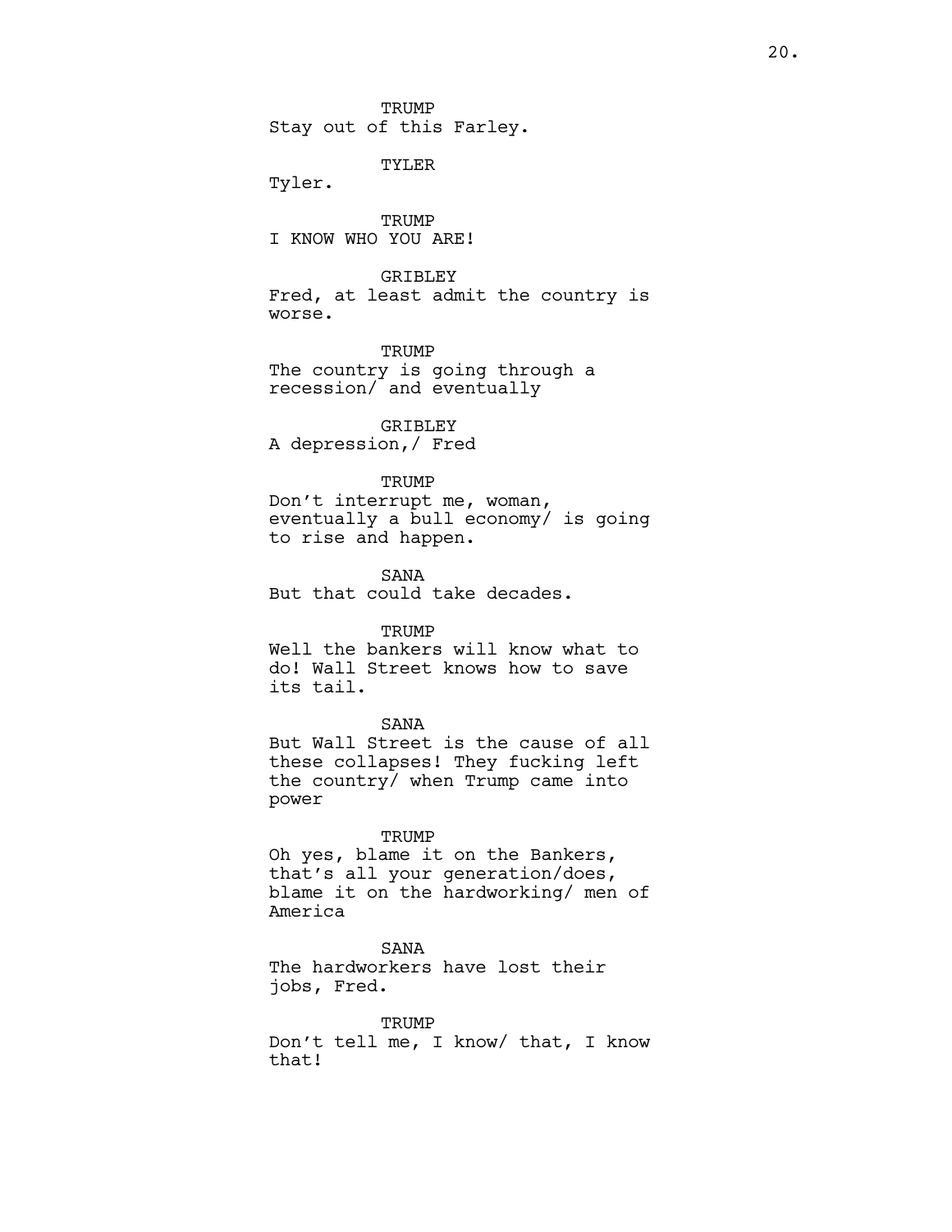TRUMP
Stay out of this Farley.

TYLER
Tyler.

TRUMP
I KNOW WHO YOU ARE!

GRIBLEY
Fred, at least admit the country is worse.

TRUMP
The country is going through a recession/ and eventually

GRIBLEY
A depression,/ Fred

TRUMP
Don't interrupt me, woman, eventually a bull economy/ is going to rise and happen.

SANA
But that could take decades.

TRUMP
Well the bankers will know what to do! Wall Street knows how to save its tail.

SANA
But Wall Street is the cause of all these collapses! They fucking left the country/ when Trump came into power

TRUMP
Oh yes, blame it on the Bankers, that's all your generation/does, blame it on the hardworking/ men of America

SANA
The hardworkers have lost their jobs, Fred.

TRUMP
Don't tell me, I know/ that, I know that!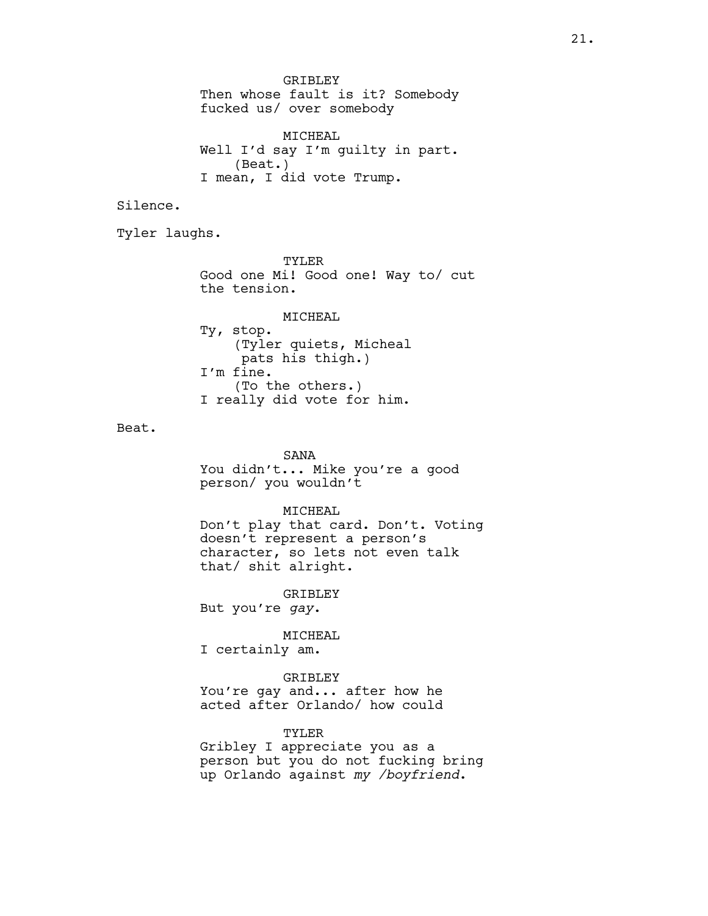GRIBLEY
Then whose fault is it? Somebody fucked us/ over somebody

MICHEAL
Well I'd say I'm guilty in part.
(Beat.)
I mean, I did vote Trump.

Silence.

Tyler laughs.

TYLER
Good one Mi! Good one! Way to/ cut the tension.

MICHEAL
Ty, stop.
(Tyler quiets, Micheal pats his thigh.)
I'm fine.
(To the others.)
I really did vote for him.

Beat.

SANA
You didn't... Mike you're a good person/ you wouldn't

MICHEAL
Don't play that card. Don't. Voting doesn't represent a person's character, so lets not even talk that/ shit alright.

GRIBLEY
But you're *gay*.

MICHEAL
I certainly am.

GRIBLEY
You're gay and... after how he acted after Orlando/ how could

TYLER
Gribley I appreciate you as a person but you do not fucking bring up Orlando against *my /boyfriend*.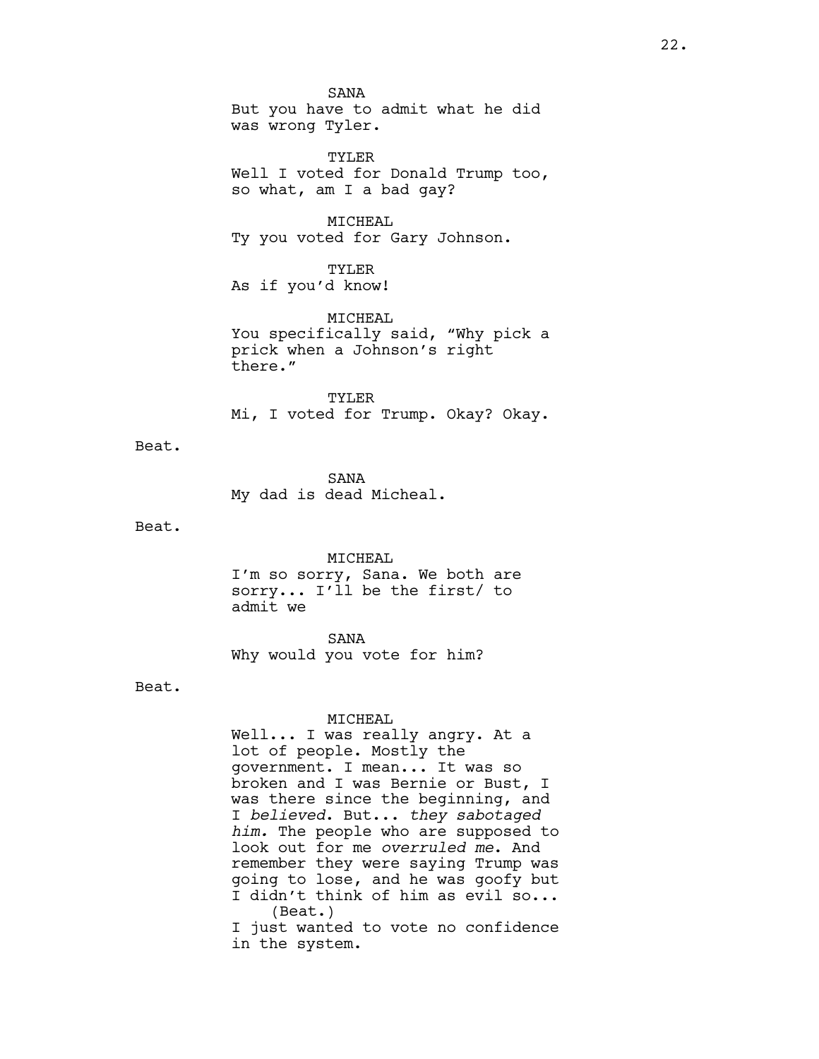SANA

But you have to admit what he did was wrong Tyler.

TYLER

Well I voted for Donald Trump too, so what, am I a bad gay?

MICHEAL

Ty you voted for Gary Johnson.

TYLER

As if you'd know!

MICHEAL

You specifically said, "Why pick a prick when a Johnson's right there."

TYLER

Mi, I voted for Trump. Okay? Okay.

Beat.

SANA

My dad is dead Micheal.

Beat.

MICHEAL

I'm so sorry, Sana. We both are sorry... I'll be the first/ to admit we

SANA

Why would you vote for him?

Beat.

MICHEAL

Well... I was really angry. At a lot of people. Mostly the government. I mean... It was so broken and I was Bernie or Bust, I was there since the beginning, and I *believed*. But... *they sabotaged him.* The people who are supposed to look out for me *overruled me*. And remember they were saying Trump was going to lose, and he was goofy but I didn't think of him as evil so...

(Beat.)

I just wanted to vote no confidence in the system.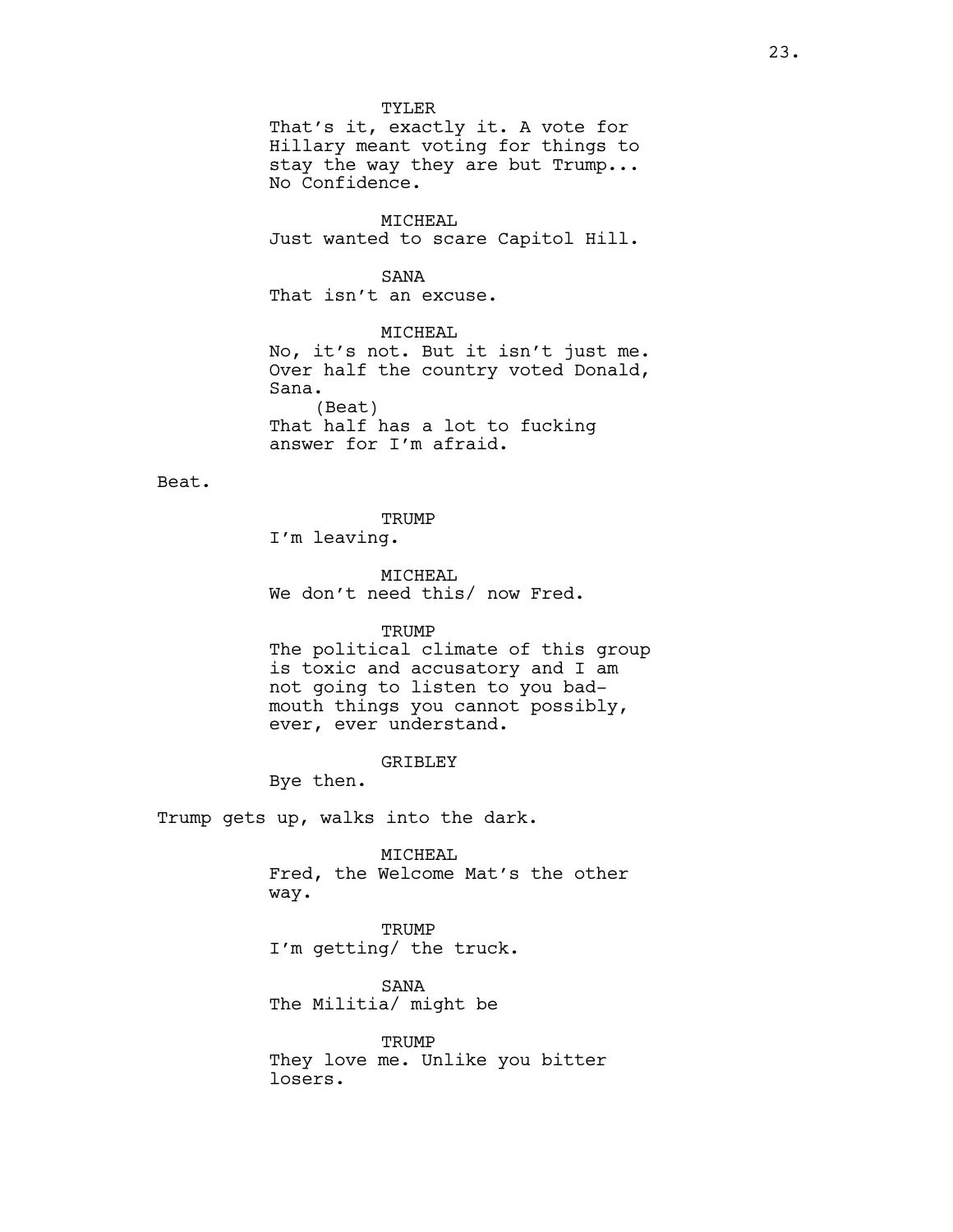TYLER

That's it, exactly it. A vote for Hillary meant voting for things to stay the way they are but Trump... No Confidence.

MICHEAL

Just wanted to scare Capitol Hill.

SANA

That isn't an excuse.

MICHEAL

No, it's not. But it isn't just me. Over half the country voted Donald, Sana.

(Beat)

That half has a lot to fucking answer for I'm afraid.

Beat.

TRUMP

I'm leaving.

MICHEAL

We don't need this/ now Fred.

TRUMP

The political climate of this group is toxic and accusatory and I am not going to listen to you bad-mouth things you cannot possibly, ever, ever understand.

GRIBLEY

Bye then.

Trump gets up, walks into the dark.

MICHEAL

Fred, the Welcome Mat's the other way.

TRUMP

I'm getting/ the truck.

SANA

The Militia/ might be

TRUMP

They love me. Unlike you bitter losers.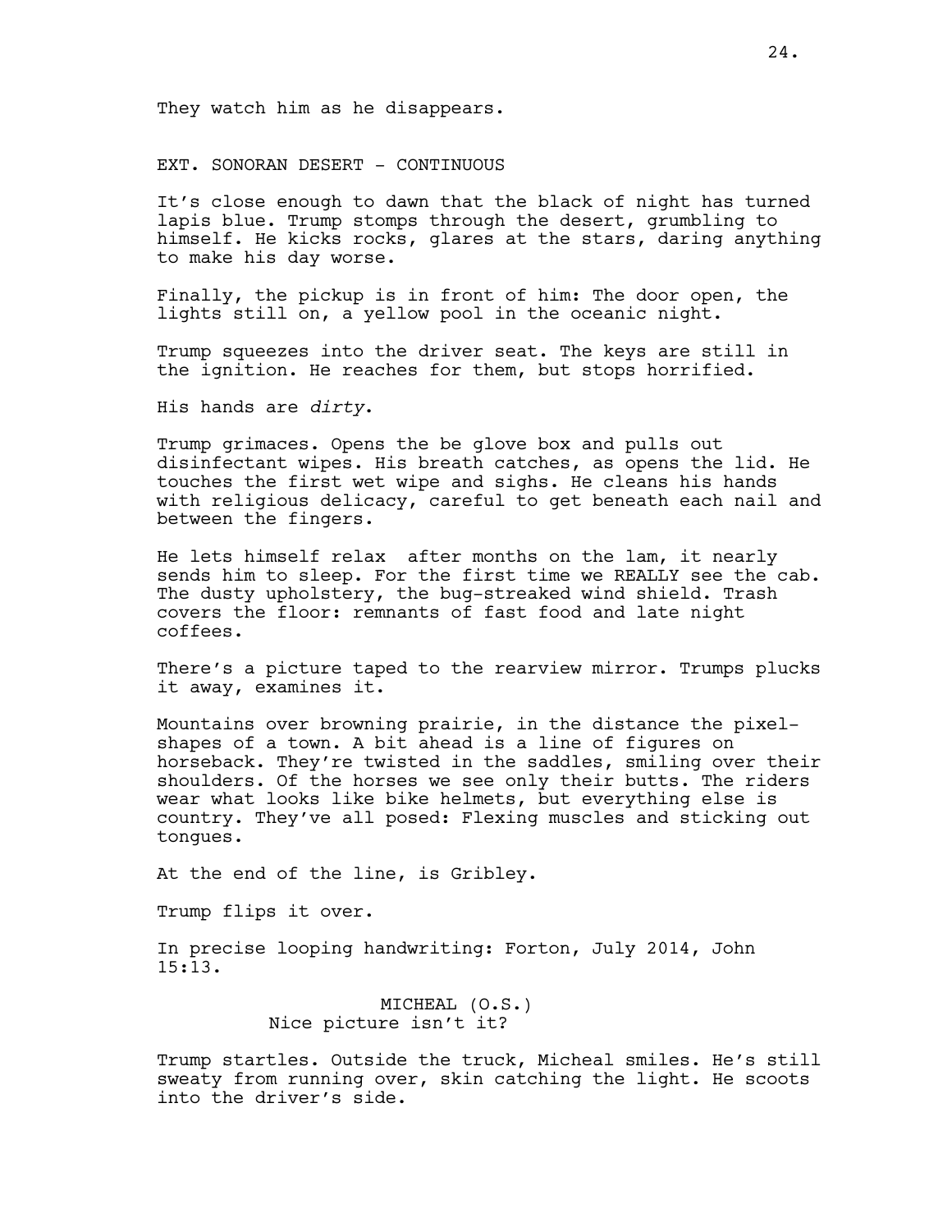They watch him as he disappears.

EXT. SONORAN DESERT - CONTINUOUS

It's close enough to dawn that the black of night has turned lapis blue. Trump stomps through the desert, grumbling to himself. He kicks rocks, glares at the stars, daring anything to make his day worse.

Finally, the pickup is in front of him: The door open, the lights still on, a yellow pool in the oceanic night.

Trump squeezes into the driver seat. The keys are still in the ignition. He reaches for them, but stops horrified.

His hands are *dirty*.

Trump grimaces. Opens the be glove box and pulls out disinfectant wipes. His breath catches, as opens the lid. He touches the first wet wipe and sighs. He cleans his hands with religious delicacy, careful to get beneath each nail and between the fingers.

He lets himself relax  after months on the lam, it nearly sends him to sleep. For the first time we REALLY see the cab. The dusty upholstery, the bug-streaked wind shield. Trash covers the floor: remnants of fast food and late night coffees.

There's a picture taped to the rearview mirror. Trumps plucks it away, examines it.

Mountains over browning prairie, in the distance the pixel-shapes of a town. A bit ahead is a line of figures on horseback. They're twisted in the saddles, smiling over their shoulders. Of the horses we see only their butts. The riders wear what looks like bike helmets, but everything else is country. They've all posed: Flexing muscles and sticking out tongues.

At the end of the line, is Gribley.

Trump flips it over.

In precise looping handwriting: Forton, July 2014, John 15:13.

MICHEAL (O.S.)
Nice picture isn't it?

Trump startles. Outside the truck, Micheal smiles. He's still sweaty from running over, skin catching the light. He scoots into the driver's side.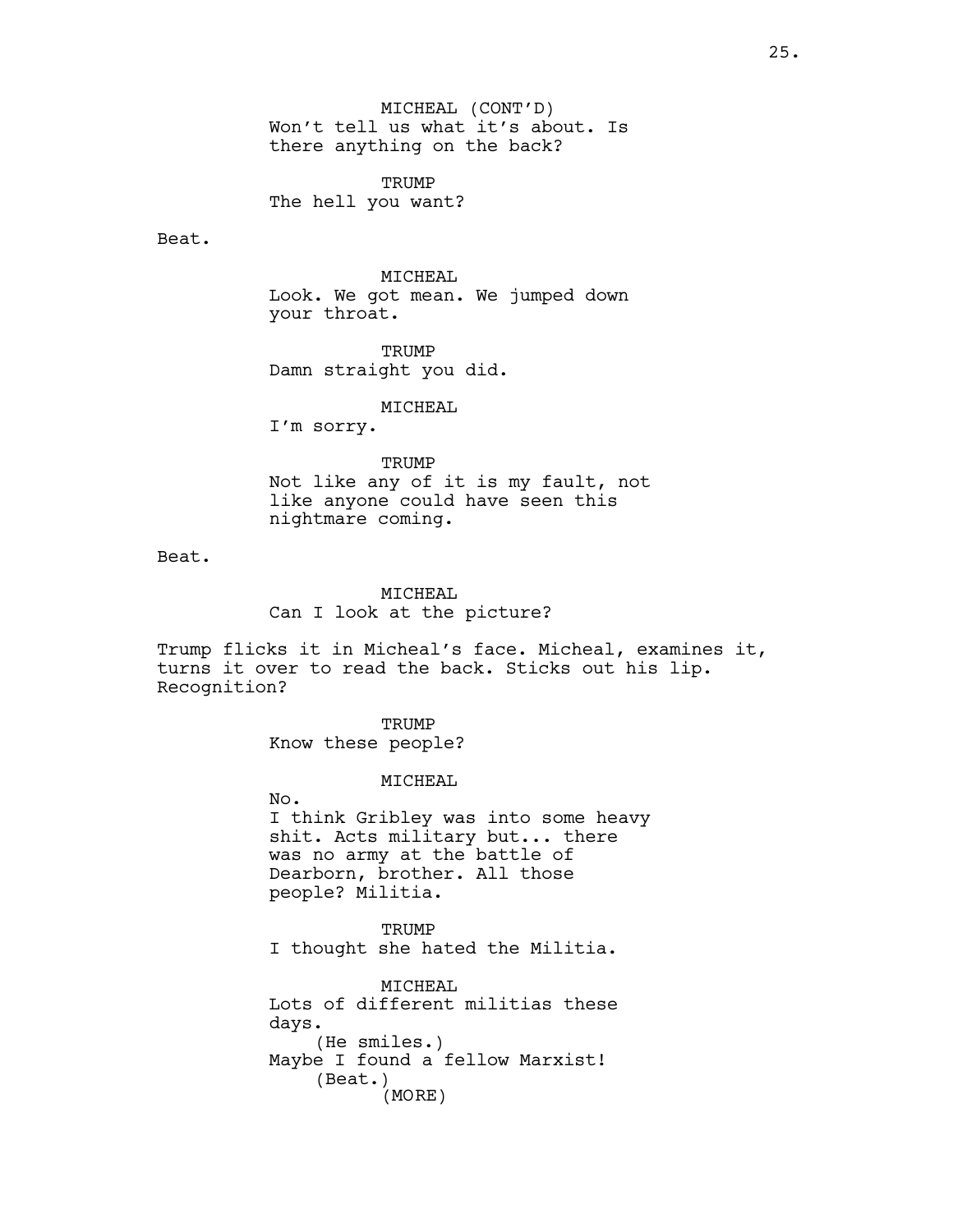MICHEAL (CONT'D)
Won't tell us what it's about. Is there anything on the back?

TRUMP
The hell you want?

Beat.

MICHEAL
Look. We got mean. We jumped down your throat.

TRUMP
Damn straight you did.

MICHEAL
I'm sorry.

TRUMP
Not like any of it is my fault, not like anyone could have seen this nightmare coming.

Beat.

MICHEAL
Can I look at the picture?

Trump flicks it in Micheal's face. Micheal, examines it, turns it over to read the back. Sticks out his lip. Recognition?

TRUMP
Know these people?

MICHEAL
No.
I think Gribley was into some heavy shit. Acts military but... there was no army at the battle of Dearborn, brother. All those people? Militia.

TRUMP
I thought she hated the Militia.

MICHEAL
Lots of different militias these days.
(He smiles.)
Maybe I found a fellow Marxist!
(Beat.)
(MORE)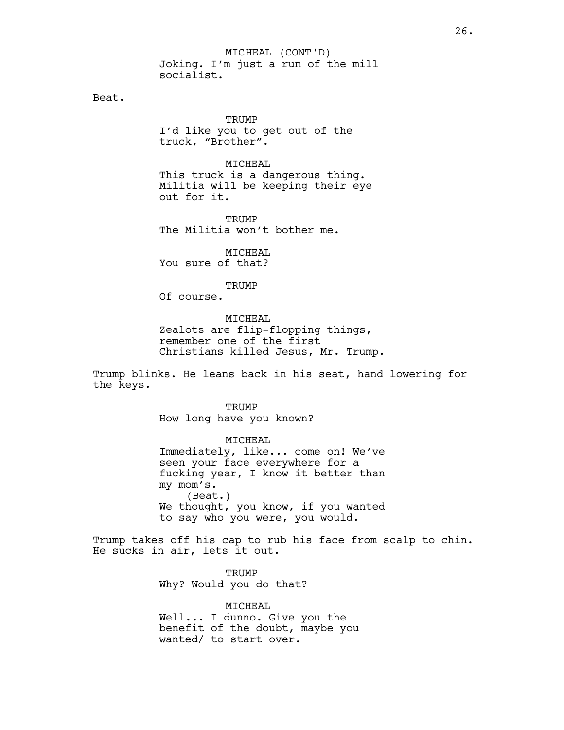MICHEAL (CONT'D)
Joking. I'm just a run of the mill socialist.

Beat.

TRUMP
I'd like you to get out of the truck, "Brother".

MICHEAL
This truck is a dangerous thing. Militia will be keeping their eye out for it.

TRUMP
The Militia won't bother me.

MICHEAL
You sure of that?

TRUMP
Of course.

MICHEAL
Zealots are flip-flopping things, remember one of the first Christians killed Jesus, Mr. Trump.

Trump blinks. He leans back in his seat, hand lowering for the keys.

TRUMP
How long have you known?

MICHEAL
Immediately, like... come on! We've seen your face everywhere for a fucking year, I know it better than my mom's.
(Beat.)
We thought, you know, if you wanted to say who you were, you would.

Trump takes off his cap to rub his face from scalp to chin. He sucks in air, lets it out.

TRUMP
Why? Would you do that?

MICHEAL
Well... I dunno. Give you the benefit of the doubt, maybe you wanted/ to start over.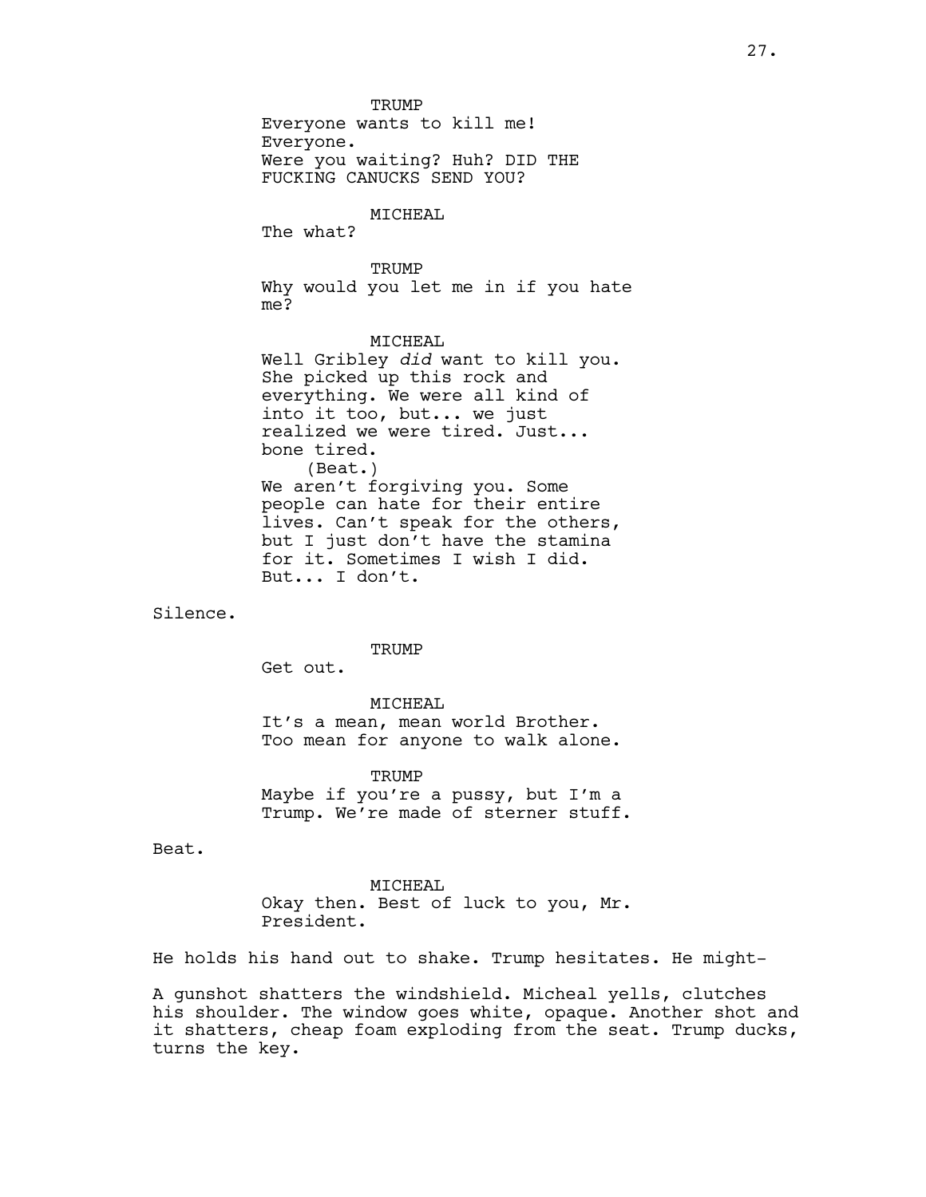TRUMP

Everyone wants to kill me!
Everyone.
Were you waiting? Huh? DID THE FUCKING CANUCKS SEND YOU?

MICHEAL

The what?

TRUMP

Why would you let me in if you hate me?

MICHEAL

Well Gribley *did* want to kill you. She picked up this rock and everything. We were all kind of into it too, but... we just realized we were tired. Just... bone tired.

(Beat.)

We aren't forgiving you. Some people can hate for their entire lives. Can't speak for the others, but I just don't have the stamina for it. Sometimes I wish I did. But... I don't.

Silence.

TRUMP

Get out.

MICHEAL

It's a mean, mean world Brother. Too mean for anyone to walk alone.

TRUMP

Maybe if you're a pussy, but I'm a Trump. We're made of sterner stuff.

Beat.

MICHEAL

Okay then. Best of luck to you, Mr. President.

He holds his hand out to shake. Trump hesitates. He might-

A gunshot shatters the windshield. Micheal yells, clutches his shoulder. The window goes white, opaque. Another shot and it shatters, cheap foam exploding from the seat. Trump ducks, turns the key.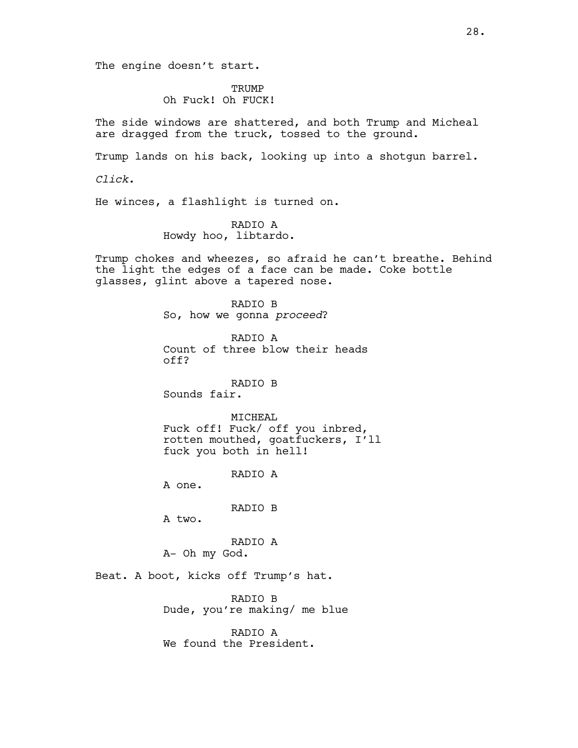The engine doesn't start.

TRUMP
Oh Fuck! Oh FUCK!

The side windows are shattered, and both Trump and Micheal are dragged from the truck, tossed to the ground.

Trump lands on his back, looking up into a shotgun barrel.

*Click*.

He winces, a flashlight is turned on.

RADIO A
Howdy hoo, libtardo.

Trump chokes and wheezes, so afraid he can't breathe. Behind the light the edges of a face can be made. Coke bottle glasses, glint above a tapered nose.

RADIO B
So, how we gonna *proceed*?

RADIO A
Count of three blow their heads off?

RADIO B
Sounds fair.

MICHEAL
Fuck off! Fuck/ off you inbred, rotten mouthed, goatfuckers, I'll fuck you both in hell!

RADIO A
A one.

RADIO B
A two.

RADIO A
A- Oh my God.

Beat. A boot, kicks off Trump's hat.

RADIO B
Dude, you're making/ me blue

RADIO A
We found the President.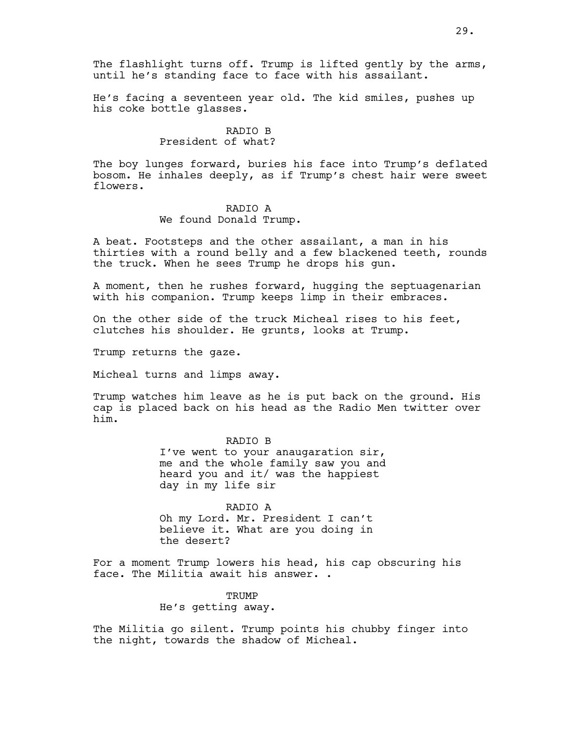The flashlight turns off. Trump is lifted gently by the arms, until he's standing face to face with his assailant.

He's facing a seventeen year old. The kid smiles, pushes up his coke bottle glasses.

RADIO B
President of what?

The boy lunges forward, buries his face into Trump's deflated bosom. He inhales deeply, as if Trump's chest hair were sweet flowers.

RADIO A
We found Donald Trump.

A beat. Footsteps and the other assailant, a man in his thirties with a round belly and a few blackened teeth, rounds the truck. When he sees Trump he drops his gun.

A moment, then he rushes forward, hugging the septuagenarian with his companion. Trump keeps limp in their embraces.

On the other side of the truck Micheal rises to his feet, clutches his shoulder. He grunts, looks at Trump.

Trump returns the gaze.

Micheal turns and limps away.

Trump watches him leave as he is put back on the ground. His cap is placed back on his head as the Radio Men twitter over him.

RADIO B
I've went to your anaugaration sir, me and the whole family saw you and heard you and it/ was the happiest day in my life sir

RADIO A
Oh my Lord. Mr. President I can't believe it. What are you doing in the desert?

For a moment Trump lowers his head, his cap obscuring his face. The Militia await his answer. .

TRUMP
He's getting away.

The Militia go silent. Trump points his chubby finger into the night, towards the shadow of Micheal.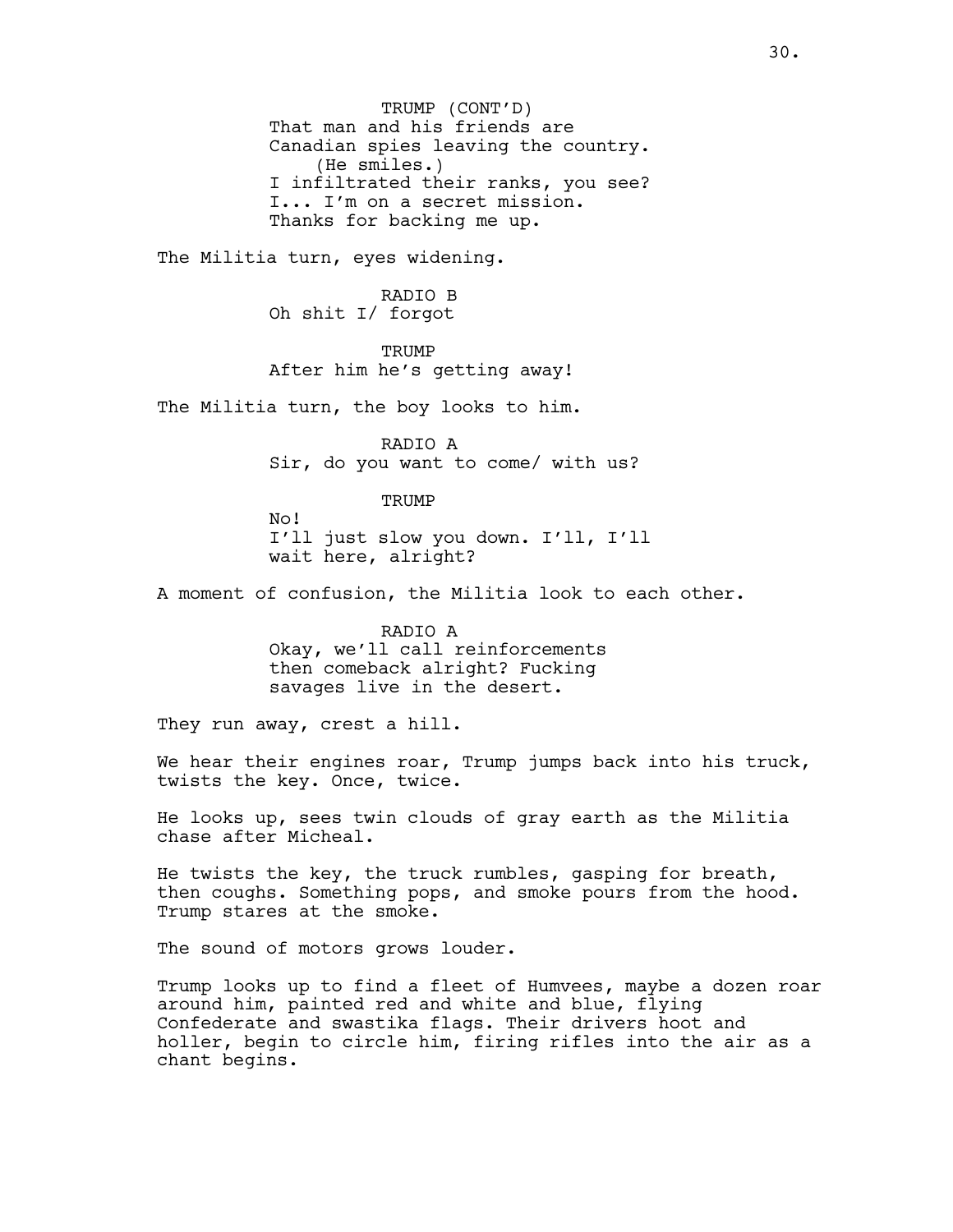TRUMP (CONT'D)
That man and his friends are
Canadian spies leaving the country.
(He smiles.)
I infiltrated their ranks, you see?
I... I'm on a secret mission.
Thanks for backing me up.

The Militia turn, eyes widening.

RADIO B
Oh shit I/ forgot

TRUMP
After him he's getting away!

The Militia turn, the boy looks to him.

RADIO A
Sir, do you want to come/ with us?

TRUMP
No!
I'll just slow you down. I'll, I'll
wait here, alright?

A moment of confusion, the Militia look to each other.

RADIO A
Okay, we'll call reinforcements
then comeback alright? Fucking
savages live in the desert.

They run away, crest a hill.

We hear their engines roar, Trump jumps back into his truck, twists the key. Once, twice.

He looks up, sees twin clouds of gray earth as the Militia chase after Micheal.

He twists the key, the truck rumbles, gasping for breath, then coughs. Something pops, and smoke pours from the hood. Trump stares at the smoke.

The sound of motors grows louder.

Trump looks up to find a fleet of Humvees, maybe a dozen roar around him, painted red and white and blue, flying Confederate and swastika flags. Their drivers hoot and holler, begin to circle him, firing rifles into the air as a chant begins.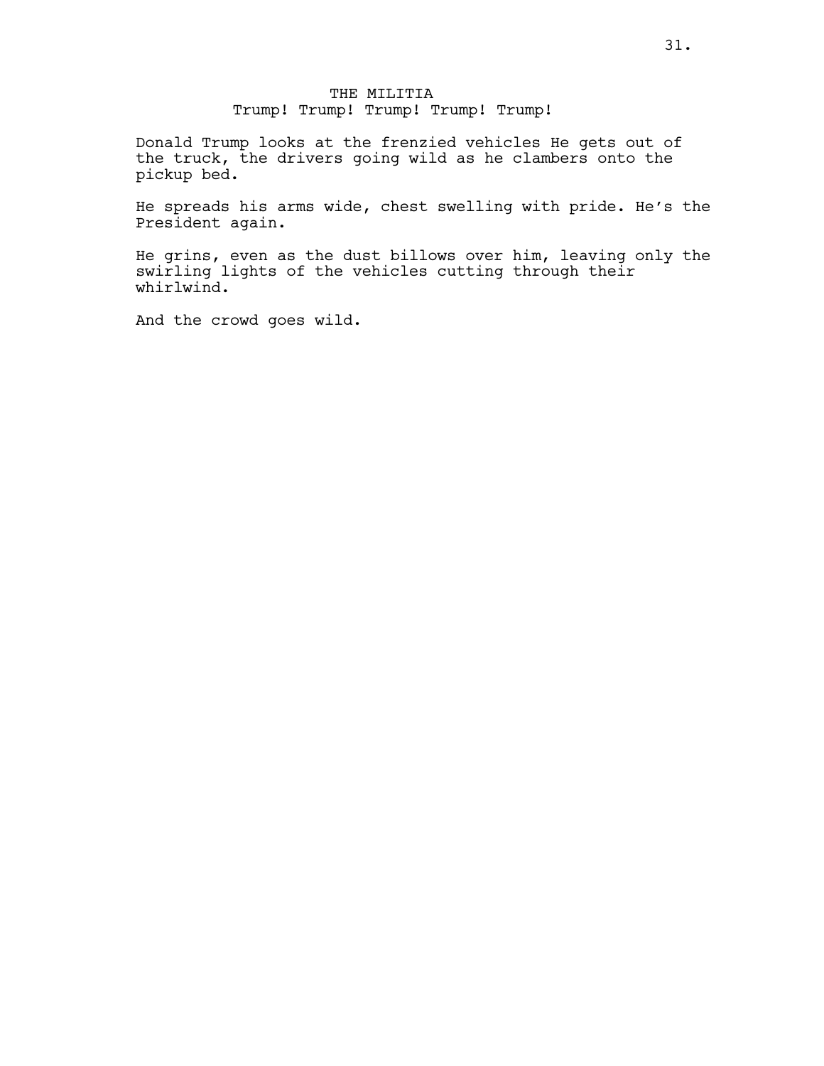THE MILITIA

Trump! Trump! Trump! Trump! Trump!

Donald Trump looks at the frenzied vehicles He gets out of the truck, the drivers going wild as he clambers onto the pickup bed.

He spreads his arms wide, chest swelling with pride. He's the President again.

He grins, even as the dust billows over him, leaving only the swirling lights of the vehicles cutting through their whirlwind.

And the crowd goes wild.